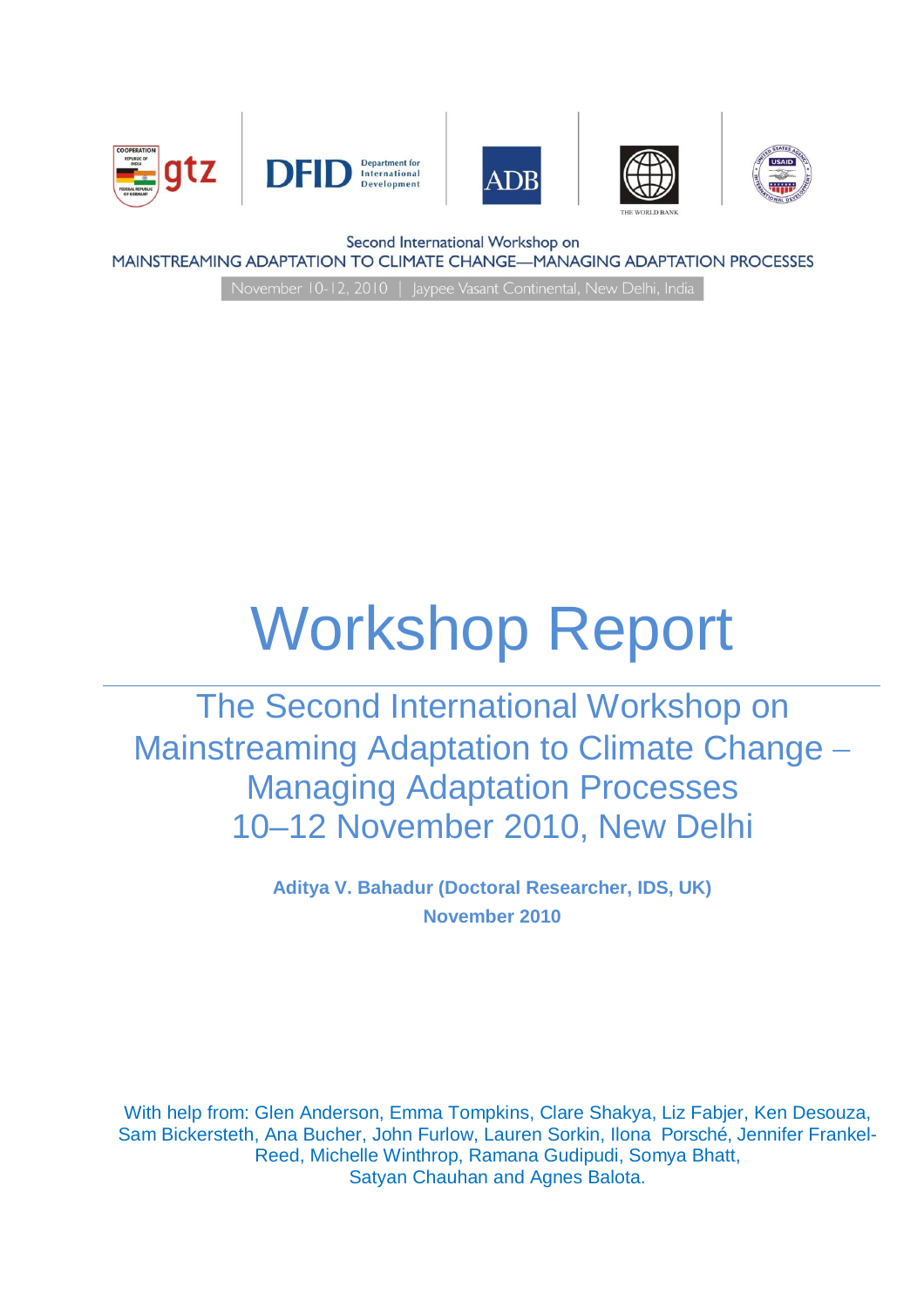Second International Workshop on
MAINSTREAMING ADAPTATION TO CLIMATE CHANGE—MANAGING ADAPTATION PROCESSES

November 10-12, 2010 | Jaypee Vasant Continental, New Delhi, India

# Workshop Report

## The Second International Workshop on Mainstreaming Adaptation to Climate Change – Managing Adaptation Processes 10–12 November 2010, New Delhi

**Aditya V. Bahadur (Doctoral Researcher, IDS, UK)**

**November 2010**

With help from: Glen Anderson, Emma Tompkins, Clare Shakya, Liz Fabjer, Ken Desouza, Sam Bickersteth, Ana Bucher, John Furlow, Lauren Sorkin, Ilona Porsché, Jennifer Frankel-Reed, Michelle Winthrop, Ramana Gudipudi, Somya Bhatt, Satyan Chauhan and Agnes Balota.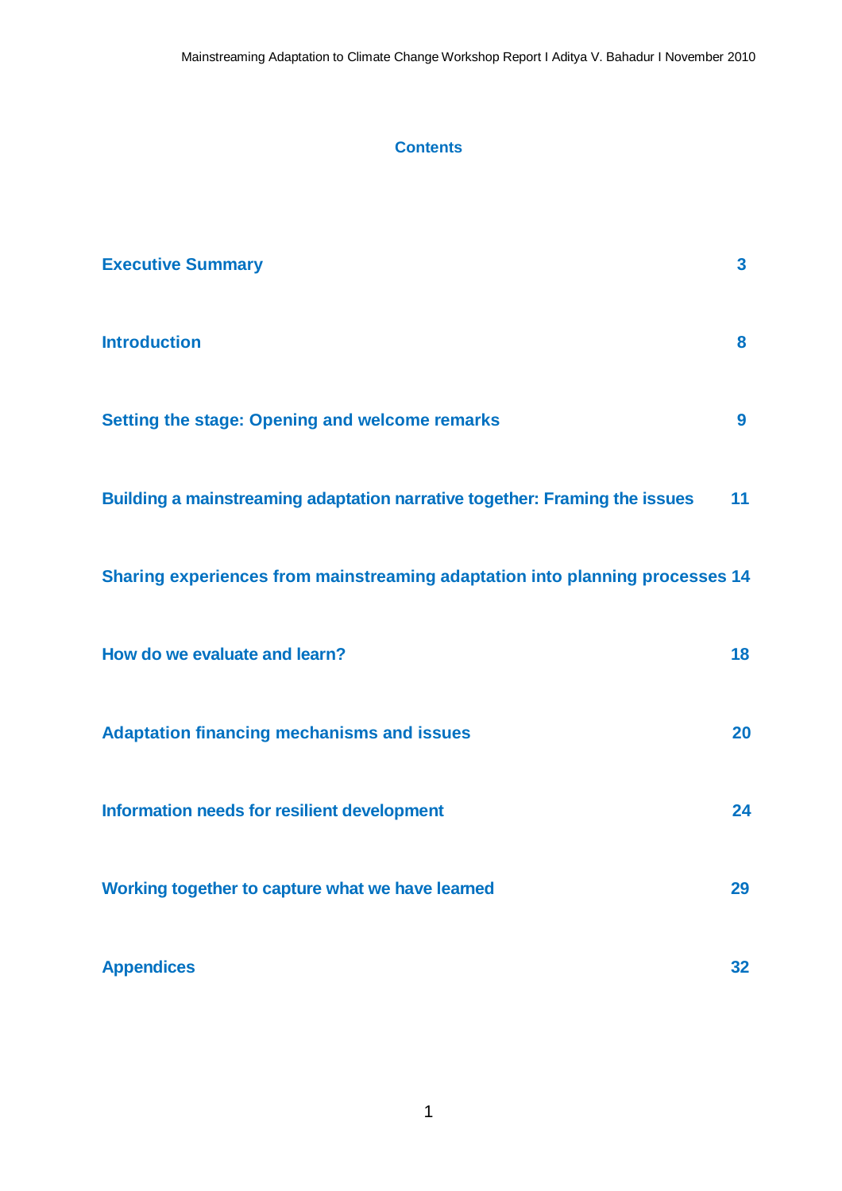## Contents

| | |
|---|---|
| **Executive Summary** | **3** |
| **Introduction** | **8** |
| **Setting the stage: Opening and welcome remarks** | **9** |
| **Building a mainstreaming adaptation narrative together: Framing the issues** | **11** |
| **Sharing experiences from mainstreaming adaptation into planning processes** | **14** |
| **How do we evaluate and learn?** | **18** |
| **Adaptation financing mechanisms and issues** | **20** |
| **Information needs for resilient development** | **24** |
| **Working together to capture what we have learned** | **29** |
| **Appendices** | **32** |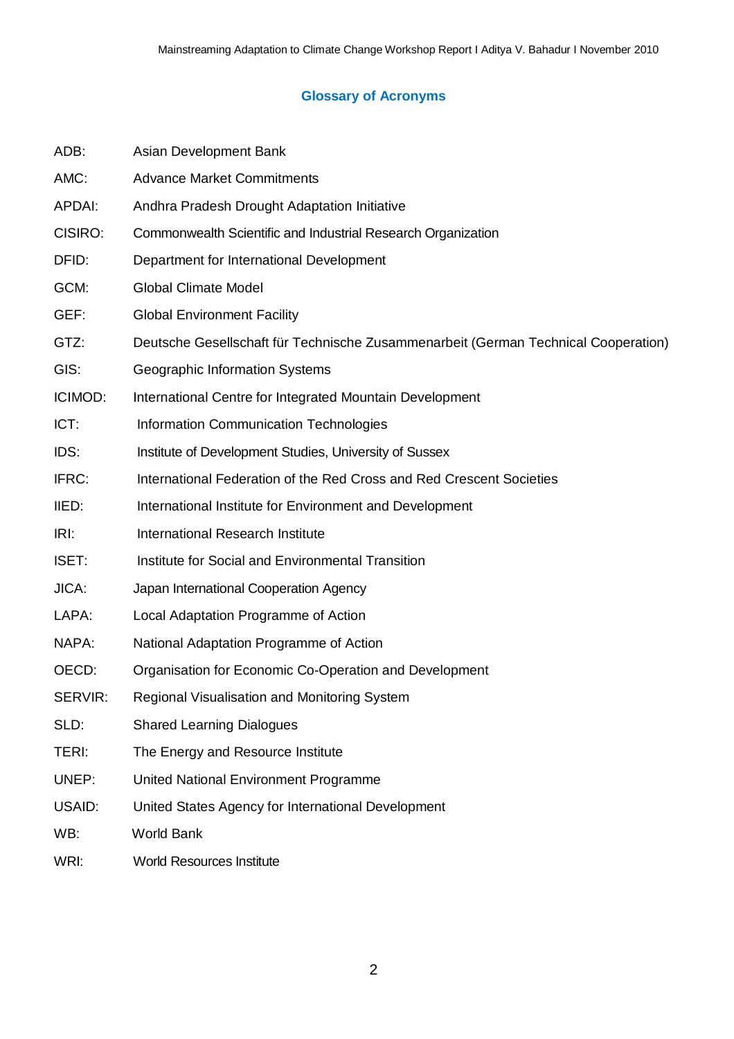## Glossary of Acronyms

| | |
|---|---|
| ADB: | Asian Development Bank |
| AMC: | Advance Market Commitments |
| APDAI: | Andhra Pradesh Drought Adaptation Initiative |
| CISIRO: | Commonwealth Scientific and Industrial Research Organization |
| DFID: | Department for International Development |
| GCM: | Global Climate Model |
| GEF: | Global Environment Facility |
| GTZ: | Deutsche Gesellschaft für Technische Zusammenarbeit (German Technical Cooperation) |
| GIS: | Geographic Information Systems |
| ICIMOD: | International Centre for Integrated Mountain Development |
| ICT: | Information Communication Technologies |
| IDS: | Institute of Development Studies, University of Sussex |
| IFRC: | International Federation of the Red Cross and Red Crescent Societies |
| IIED: | International Institute for Environment and Development |
| IRI: | International Research Institute |
| ISET: | Institute for Social and Environmental Transition |
| JICA: | Japan International Cooperation Agency |
| LAPA: | Local Adaptation Programme of Action |
| NAPA: | National Adaptation Programme of Action |
| OECD: | Organisation for Economic Co-Operation and Development |
| SERVIR: | Regional Visualisation and Monitoring System |
| SLD: | Shared Learning Dialogues |
| TERI: | The Energy and Resource Institute |
| UNEP: | United National Environment Programme |
| USAID: | United States Agency for International Development |
| WB: | World Bank |
| WRI: | World Resources Institute |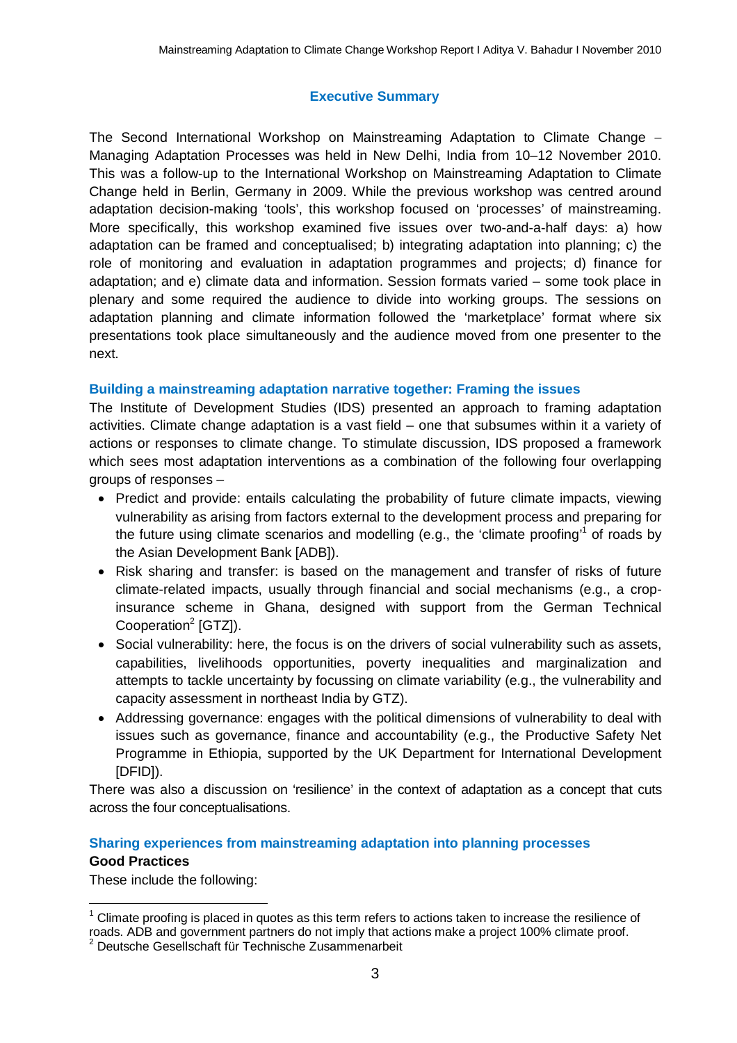## Executive Summary

The Second International Workshop on Mainstreaming Adaptation to Climate Change – Managing Adaptation Processes was held in New Delhi, India from 10–12 November 2010. This was a follow-up to the International Workshop on Mainstreaming Adaptation to Climate Change held in Berlin, Germany in 2009. While the previous workshop was centred around adaptation decision-making 'tools', this workshop focused on 'processes' of mainstreaming. More specifically, this workshop examined five issues over two-and-a-half days: a) how adaptation can be framed and conceptualised; b) integrating adaptation into planning; c) the role of monitoring and evaluation in adaptation programmes and projects; d) finance for adaptation; and e) climate data and information. Session formats varied – some took place in plenary and some required the audience to divide into working groups. The sessions on adaptation planning and climate information followed the 'marketplace' format where six presentations took place simultaneously and the audience moved from one presenter to the next.

### Building a mainstreaming adaptation narrative together: Framing the issues

The Institute of Development Studies (IDS) presented an approach to framing adaptation activities. Climate change adaptation is a vast field – one that subsumes within it a variety of actions or responses to climate change. To stimulate discussion, IDS proposed a framework which sees most adaptation interventions as a combination of the following four overlapping groups of responses –

- Predict and provide: entails calculating the probability of future climate impacts, viewing vulnerability as arising from factors external to the development process and preparing for the future using climate scenarios and modelling (e.g., the 'climate proofing'[1] of roads by the Asian Development Bank [ADB]).
- Risk sharing and transfer: is based on the management and transfer of risks of future climate-related impacts, usually through financial and social mechanisms (e.g., a crop-insurance scheme in Ghana, designed with support from the German Technical Cooperation[2] [GTZ]).
- Social vulnerability: here, the focus is on the drivers of social vulnerability such as assets, capabilities, livelihoods opportunities, poverty inequalities and marginalization and attempts to tackle uncertainty by focussing on climate variability (e.g., the vulnerability and capacity assessment in northeast India by GTZ).
- Addressing governance: engages with the political dimensions of vulnerability to deal with issues such as governance, finance and accountability (e.g., the Productive Safety Net Programme in Ethiopia, supported by the UK Department for International Development [DFID]).

There was also a discussion on 'resilience' in the context of adaptation as a concept that cuts across the four conceptualisations.

### Sharing experiences from mainstreaming adaptation into planning processes

**Good Practices**

These include the following:

---

[1] Climate proofing is placed in quotes as this term refers to actions taken to increase the resilience of roads. ADB and government partners do not imply that actions make a project 100% climate proof.

[2] Deutsche Gesellschaft für Technische Zusammenarbeit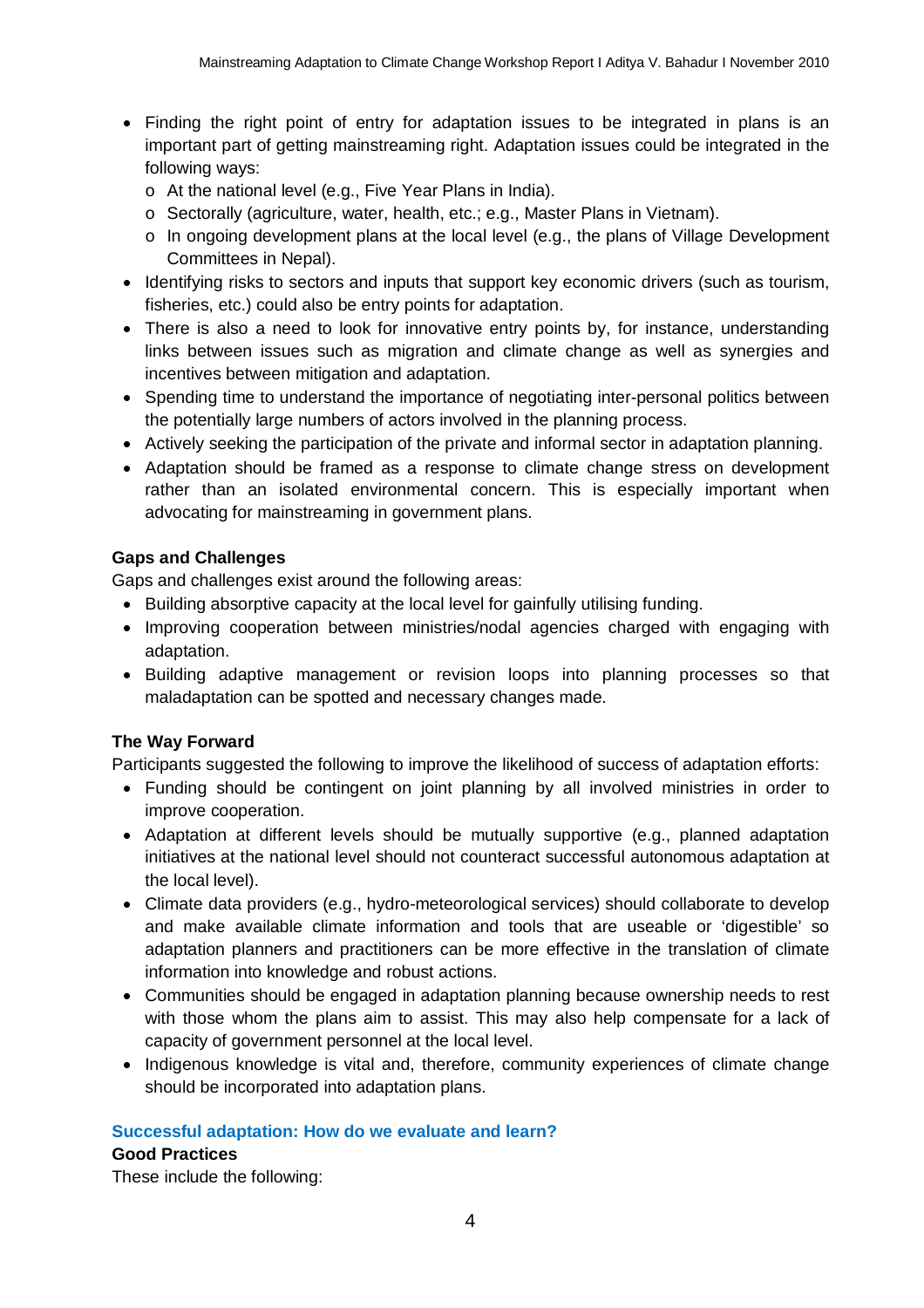- Finding the right point of entry for adaptation issues to be integrated in plans is an important part of getting mainstreaming right. Adaptation issues could be integrated in the following ways:
  - At the national level (e.g., Five Year Plans in India).
  - Sectorally (agriculture, water, health, etc.; e.g., Master Plans in Vietnam).
  - In ongoing development plans at the local level (e.g., the plans of Village Development Committees in Nepal).
- Identifying risks to sectors and inputs that support key economic drivers (such as tourism, fisheries, etc.) could also be entry points for adaptation.
- There is also a need to look for innovative entry points by, for instance, understanding links between issues such as migration and climate change as well as synergies and incentives between mitigation and adaptation.
- Spending time to understand the importance of negotiating inter-personal politics between the potentially large numbers of actors involved in the planning process.
- Actively seeking the participation of the private and informal sector in adaptation planning.
- Adaptation should be framed as a response to climate change stress on development rather than an isolated environmental concern. This is especially important when advocating for mainstreaming in government plans.

**Gaps and Challenges**

Gaps and challenges exist around the following areas:

- Building absorptive capacity at the local level for gainfully utilising funding.
- Improving cooperation between ministries/nodal agencies charged with engaging with adaptation.
- Building adaptive management or revision loops into planning processes so that maladaptation can be spotted and necessary changes made.

**The Way Forward**

Participants suggested the following to improve the likelihood of success of adaptation efforts:

- Funding should be contingent on joint planning by all involved ministries in order to improve cooperation.
- Adaptation at different levels should be mutually supportive (e.g., planned adaptation initiatives at the national level should not counteract successful autonomous adaptation at the local level).
- Climate data providers (e.g., hydro-meteorological services) should collaborate to develop and make available climate information and tools that are useable or 'digestible' so adaptation planners and practitioners can be more effective in the translation of climate information into knowledge and robust actions.
- Communities should be engaged in adaptation planning because ownership needs to rest with those whom the plans aim to assist. This may also help compensate for a lack of capacity of government personnel at the local level.
- Indigenous knowledge is vital and, therefore, community experiences of climate change should be incorporated into adaptation plans.

### Successful adaptation: How do we evaluate and learn?

**Good Practices**

These include the following: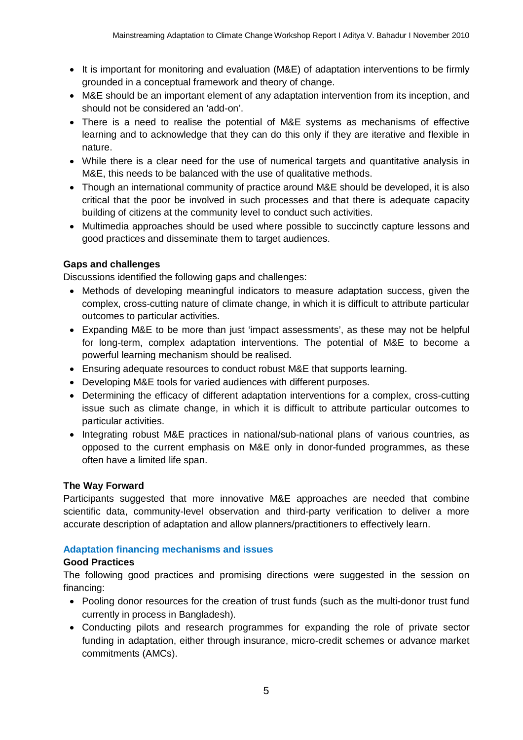- It is important for monitoring and evaluation (M&E) of adaptation interventions to be firmly grounded in a conceptual framework and theory of change.
- M&E should be an important element of any adaptation intervention from its inception, and should not be considered an 'add-on'.
- There is a need to realise the potential of M&E systems as mechanisms of effective learning and to acknowledge that they can do this only if they are iterative and flexible in nature.
- While there is a clear need for the use of numerical targets and quantitative analysis in M&E, this needs to be balanced with the use of qualitative methods.
- Though an international community of practice around M&E should be developed, it is also critical that the poor be involved in such processes and that there is adequate capacity building of citizens at the community level to conduct such activities.
- Multimedia approaches should be used where possible to succinctly capture lessons and good practices and disseminate them to target audiences.

**Gaps and challenges**

Discussions identified the following gaps and challenges:

- Methods of developing meaningful indicators to measure adaptation success, given the complex, cross-cutting nature of climate change, in which it is difficult to attribute particular outcomes to particular activities.
- Expanding M&E to be more than just 'impact assessments', as these may not be helpful for long-term, complex adaptation interventions. The potential of M&E to become a powerful learning mechanism should be realised.
- Ensuring adequate resources to conduct robust M&E that supports learning.
- Developing M&E tools for varied audiences with different purposes.
- Determining the efficacy of different adaptation interventions for a complex, cross-cutting issue such as climate change, in which it is difficult to attribute particular outcomes to particular activities.
- Integrating robust M&E practices in national/sub-national plans of various countries, as opposed to the current emphasis on M&E only in donor-funded programmes, as these often have a limited life span.

**The Way Forward**

Participants suggested that more innovative M&E approaches are needed that combine scientific data, community-level observation and third-party verification to deliver a more accurate description of adaptation and allow planners/practitioners to effectively learn.

### Adaptation financing mechanisms and issues

**Good Practices**

The following good practices and promising directions were suggested in the session on financing:

- Pooling donor resources for the creation of trust funds (such as the multi-donor trust fund currently in process in Bangladesh).
- Conducting pilots and research programmes for expanding the role of private sector funding in adaptation, either through insurance, micro-credit schemes or advance market commitments (AMCs).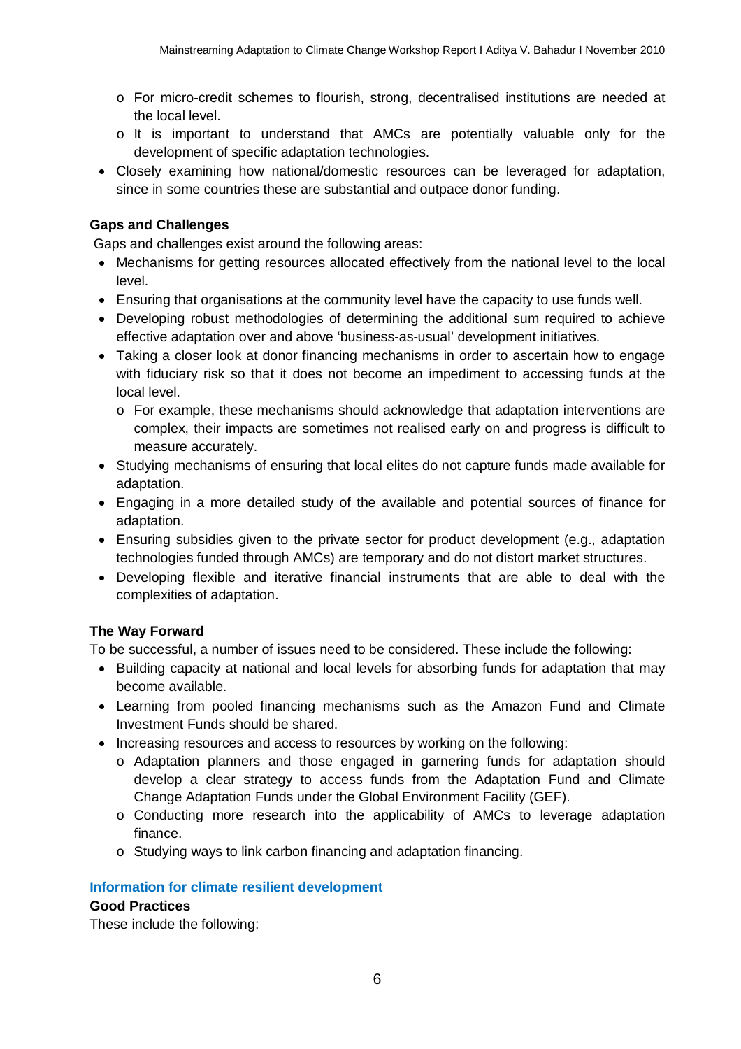- For micro-credit schemes to flourish, strong, decentralised institutions are needed at the local level.
  - It is important to understand that AMCs are potentially valuable only for the development of specific adaptation technologies.
- Closely examining how national/domestic resources can be leveraged for adaptation, since in some countries these are substantial and outpace donor funding.

**Gaps and Challenges**

Gaps and challenges exist around the following areas:

- Mechanisms for getting resources allocated effectively from the national level to the local level.
- Ensuring that organisations at the community level have the capacity to use funds well.
- Developing robust methodologies of determining the additional sum required to achieve effective adaptation over and above 'business-as-usual' development initiatives.
- Taking a closer look at donor financing mechanisms in order to ascertain how to engage with fiduciary risk so that it does not become an impediment to accessing funds at the local level.
  - For example, these mechanisms should acknowledge that adaptation interventions are complex, their impacts are sometimes not realised early on and progress is difficult to measure accurately.
- Studying mechanisms of ensuring that local elites do not capture funds made available for adaptation.
- Engaging in a more detailed study of the available and potential sources of finance for adaptation.
- Ensuring subsidies given to the private sector for product development (e.g., adaptation technologies funded through AMCs) are temporary and do not distort market structures.
- Developing flexible and iterative financial instruments that are able to deal with the complexities of adaptation.

**The Way Forward**

To be successful, a number of issues need to be considered. These include the following:

- Building capacity at national and local levels for absorbing funds for adaptation that may become available.
- Learning from pooled financing mechanisms such as the Amazon Fund and Climate Investment Funds should be shared.
- Increasing resources and access to resources by working on the following:
  - Adaptation planners and those engaged in garnering funds for adaptation should develop a clear strategy to access funds from the Adaptation Fund and Climate Change Adaptation Funds under the Global Environment Facility (GEF).
  - Conducting more research into the applicability of AMCs to leverage adaptation finance.
  - Studying ways to link carbon financing and adaptation financing.

### Information for climate resilient development

**Good Practices**

These include the following: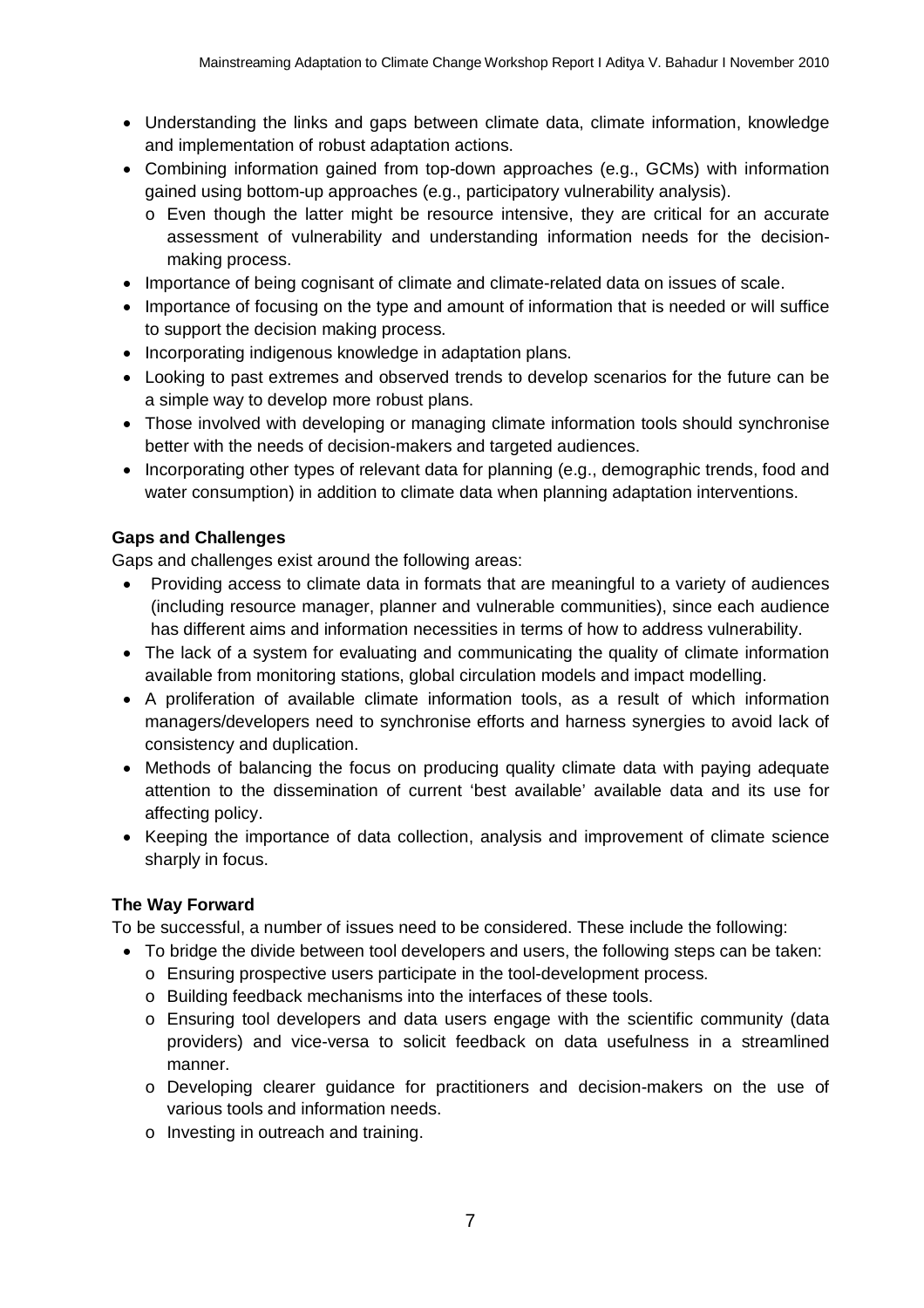- Understanding the links and gaps between climate data, climate information, knowledge and implementation of robust adaptation actions.
- Combining information gained from top-down approaches (e.g., GCMs) with information gained using bottom-up approaches (e.g., participatory vulnerability analysis).
  - Even though the latter might be resource intensive, they are critical for an accurate assessment of vulnerability and understanding information needs for the decision-making process.
- Importance of being cognisant of climate and climate-related data on issues of scale.
- Importance of focusing on the type and amount of information that is needed or will suffice to support the decision making process.
- Incorporating indigenous knowledge in adaptation plans.
- Looking to past extremes and observed trends to develop scenarios for the future can be a simple way to develop more robust plans.
- Those involved with developing or managing climate information tools should synchronise better with the needs of decision-makers and targeted audiences.
- Incorporating other types of relevant data for planning (e.g., demographic trends, food and water consumption) in addition to climate data when planning adaptation interventions.

**Gaps and Challenges**

Gaps and challenges exist around the following areas:

- Providing access to climate data in formats that are meaningful to a variety of audiences (including resource manager, planner and vulnerable communities), since each audience has different aims and information necessities in terms of how to address vulnerability.
- The lack of a system for evaluating and communicating the quality of climate information available from monitoring stations, global circulation models and impact modelling.
- A proliferation of available climate information tools, as a result of which information managers/developers need to synchronise efforts and harness synergies to avoid lack of consistency and duplication.
- Methods of balancing the focus on producing quality climate data with paying adequate attention to the dissemination of current 'best available' available data and its use for affecting policy.
- Keeping the importance of data collection, analysis and improvement of climate science sharply in focus.

**The Way Forward**

To be successful, a number of issues need to be considered. These include the following:

- To bridge the divide between tool developers and users, the following steps can be taken:
  - Ensuring prospective users participate in the tool-development process.
  - Building feedback mechanisms into the interfaces of these tools.
  - Ensuring tool developers and data users engage with the scientific community (data providers) and vice-versa to solicit feedback on data usefulness in a streamlined manner.
  - Developing clearer guidance for practitioners and decision-makers on the use of various tools and information needs.
  - Investing in outreach and training.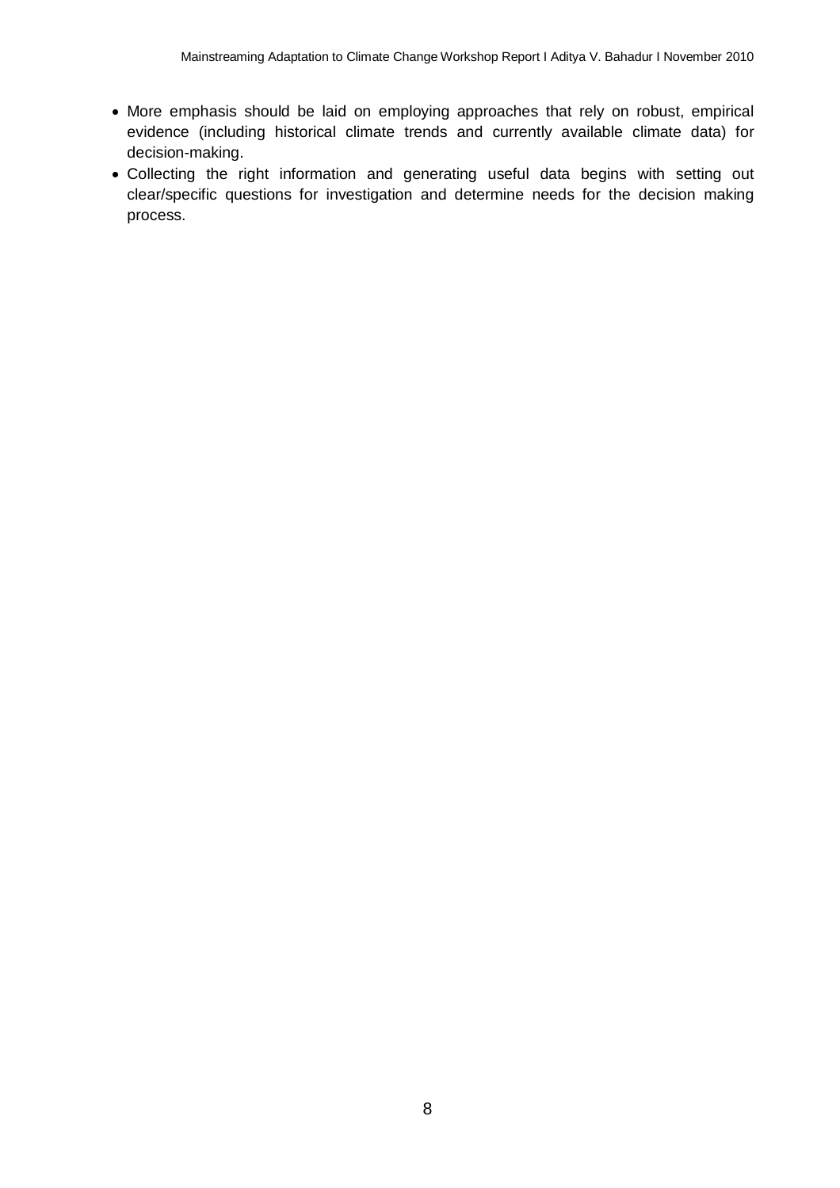- More emphasis should be laid on employing approaches that rely on robust, empirical evidence (including historical climate trends and currently available climate data) for decision-making.
- Collecting the right information and generating useful data begins with setting out clear/specific questions for investigation and determine needs for the decision making process.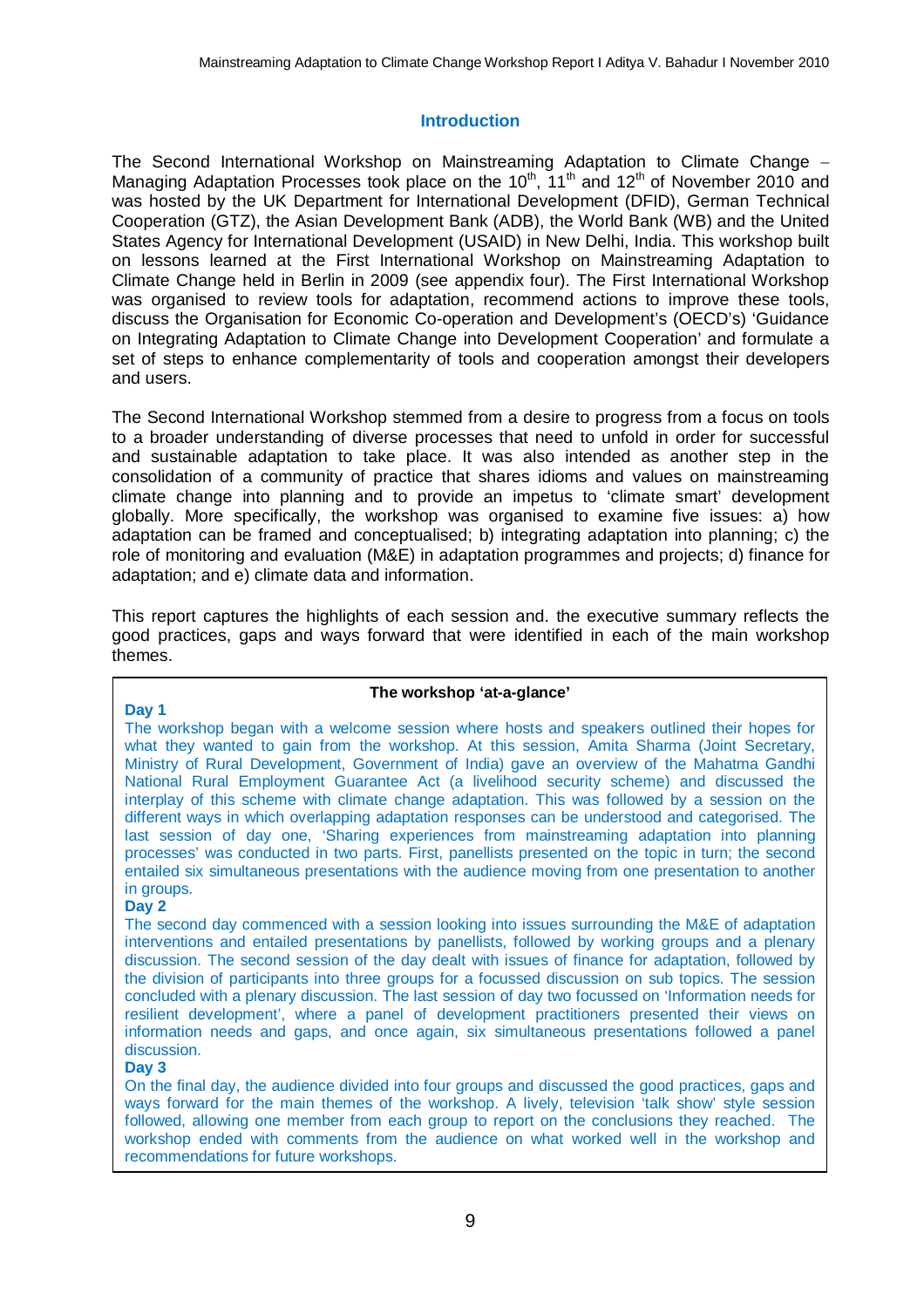## Introduction

The Second International Workshop on Mainstreaming Adaptation to Climate Change – Managing Adaptation Processes took place on the 10th, 11th and 12th of November 2010 and was hosted by the UK Department for International Development (DFID), German Technical Cooperation (GTZ), the Asian Development Bank (ADB), the World Bank (WB) and the United States Agency for International Development (USAID) in New Delhi, India. This workshop built on lessons learned at the First International Workshop on Mainstreaming Adaptation to Climate Change held in Berlin in 2009 (see appendix four). The First International Workshop was organised to review tools for adaptation, recommend actions to improve these tools, discuss the Organisation for Economic Co-operation and Development's (OECD's) 'Guidance on Integrating Adaptation to Climate Change into Development Cooperation' and formulate a set of steps to enhance complementarity of tools and cooperation amongst their developers and users.

The Second International Workshop stemmed from a desire to progress from a focus on tools to a broader understanding of diverse processes that need to unfold in order for successful and sustainable adaptation to take place. It was also intended as another step in the consolidation of a community of practice that shares idioms and values on mainstreaming climate change into planning and to provide an impetus to 'climate smart' development globally. More specifically, the workshop was organised to examine five issues: a) how adaptation can be framed and conceptualised; b) integrating adaptation into planning; c) the role of monitoring and evaluation (M&E) in adaptation programmes and projects; d) finance for adaptation; and e) climate data and information.

This report captures the highlights of each session and. the executive summary reflects the good practices, gaps and ways forward that were identified in each of the main workshop themes.

> **The workshop 'at-a-glance'**
>
> **Day 1**
>
> The workshop began with a welcome session where hosts and speakers outlined their hopes for what they wanted to gain from the workshop. At this session, Amita Sharma (Joint Secretary, Ministry of Rural Development, Government of India) gave an overview of the Mahatma Gandhi National Rural Employment Guarantee Act (a livelihood security scheme) and discussed the interplay of this scheme with climate change adaptation. This was followed by a session on the different ways in which overlapping adaptation responses can be understood and categorised. The last session of day one, 'Sharing experiences from mainstreaming adaptation into planning processes' was conducted in two parts. First, panellists presented on the topic in turn; the second entailed six simultaneous presentations with the audience moving from one presentation to another in groups.
>
> **Day 2**
>
> The second day commenced with a session looking into issues surrounding the M&E of adaptation interventions and entailed presentations by panellists, followed by working groups and a plenary discussion. The second session of the day dealt with issues of finance for adaptation, followed by the division of participants into three groups for a focussed discussion on sub topics. The session concluded with a plenary discussion. The last session of day two focussed on 'Information needs for resilient development', where a panel of development practitioners presented their views on information needs and gaps, and once again, six simultaneous presentations followed a panel discussion.
>
> **Day 3**
>
> On the final day, the audience divided into four groups and discussed the good practices, gaps and ways forward for the main themes of the workshop. A lively, television 'talk show' style session followed, allowing one member from each group to report on the conclusions they reached. The workshop ended with comments from the audience on what worked well in the workshop and recommendations for future workshops.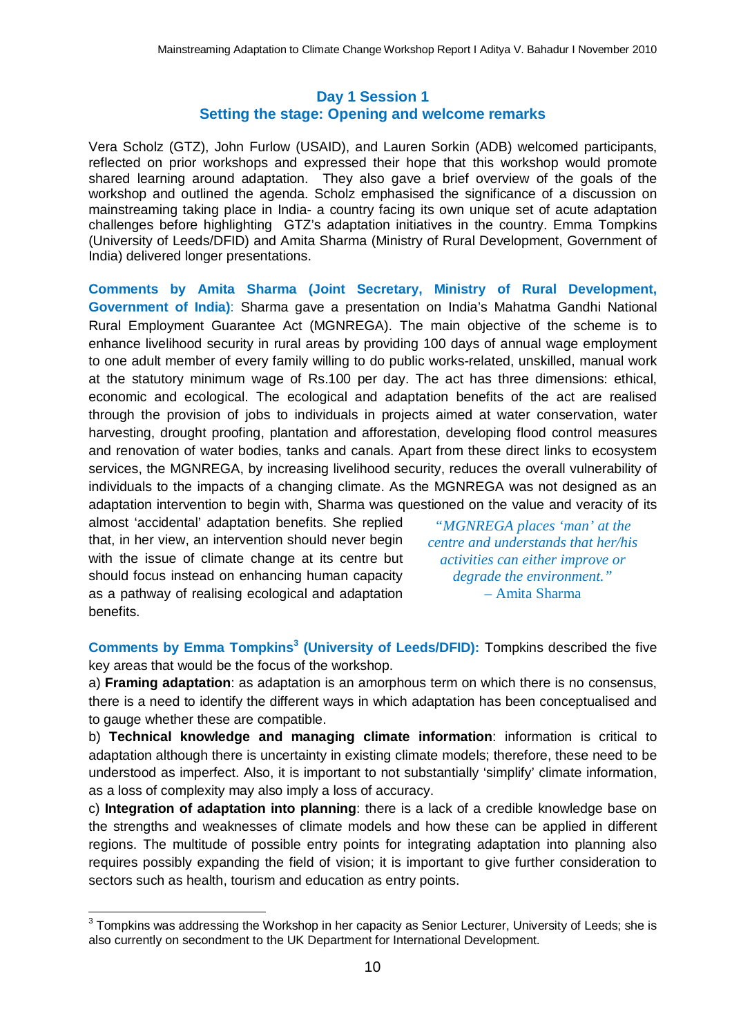## Day 1 Session 1
## Setting the stage: Opening and welcome remarks

Vera Scholz (GTZ), John Furlow (USAID), and Lauren Sorkin (ADB) welcomed participants, reflected on prior workshops and expressed their hope that this workshop would promote shared learning around adaptation. They also gave a brief overview of the goals of the workshop and outlined the agenda. Scholz emphasised the significance of a discussion on mainstreaming taking place in India- a country facing its own unique set of acute adaptation challenges before highlighting GTZ's adaptation initiatives in the country. Emma Tompkins (University of Leeds/DFID) and Amita Sharma (Ministry of Rural Development, Government of India) delivered longer presentations.

**Comments by Amita Sharma (Joint Secretary, Ministry of Rural Development, Government of India)**: Sharma gave a presentation on India's Mahatma Gandhi National Rural Employment Guarantee Act (MGNREGA). The main objective of the scheme is to enhance livelihood security in rural areas by providing 100 days of annual wage employment to one adult member of every family willing to do public works-related, unskilled, manual work at the statutory minimum wage of Rs.100 per day. The act has three dimensions: ethical, economic and ecological. The ecological and adaptation benefits of the act are realised through the provision of jobs to individuals in projects aimed at water conservation, water harvesting, drought proofing, plantation and afforestation, developing flood control measures and renovation of water bodies, tanks and canals. Apart from these direct links to ecosystem services, the MGNREGA, by increasing livelihood security, reduces the overall vulnerability of individuals to the impacts of a changing climate. As the MGNREGA was not designed as an adaptation intervention to begin with, Sharma was questioned on the value and veracity of its almost 'accidental' adaptation benefits. She replied that, in her view, an intervention should never begin with the issue of climate change at its centre but should focus instead on enhancing human capacity as a pathway of realising ecological and adaptation benefits.

> *"MGNREGA places 'man' at the centre and understands that her/his activities can either improve or degrade the environment."*
> – Amita Sharma

**Comments by Emma Tompkins[3] (University of Leeds/DFID):** Tompkins described the five key areas that would be the focus of the workshop.

a) **Framing adaptation**: as adaptation is an amorphous term on which there is no consensus, there is a need to identify the different ways in which adaptation has been conceptualised and to gauge whether these are compatible.

b) **Technical knowledge and managing climate information**: information is critical to adaptation although there is uncertainty in existing climate models; therefore, these need to be understood as imperfect. Also, it is important to not substantially 'simplify' climate information, as a loss of complexity may also imply a loss of accuracy.

c) **Integration of adaptation into planning**: there is a lack of a credible knowledge base on the strengths and weaknesses of climate models and how these can be applied in different regions. The multitude of possible entry points for integrating adaptation into planning also requires possibly expanding the field of vision; it is important to give further consideration to sectors such as health, tourism and education as entry points.

[3] Tompkins was addressing the Workshop in her capacity as Senior Lecturer, University of Leeds; she is also currently on secondment to the UK Department for International Development.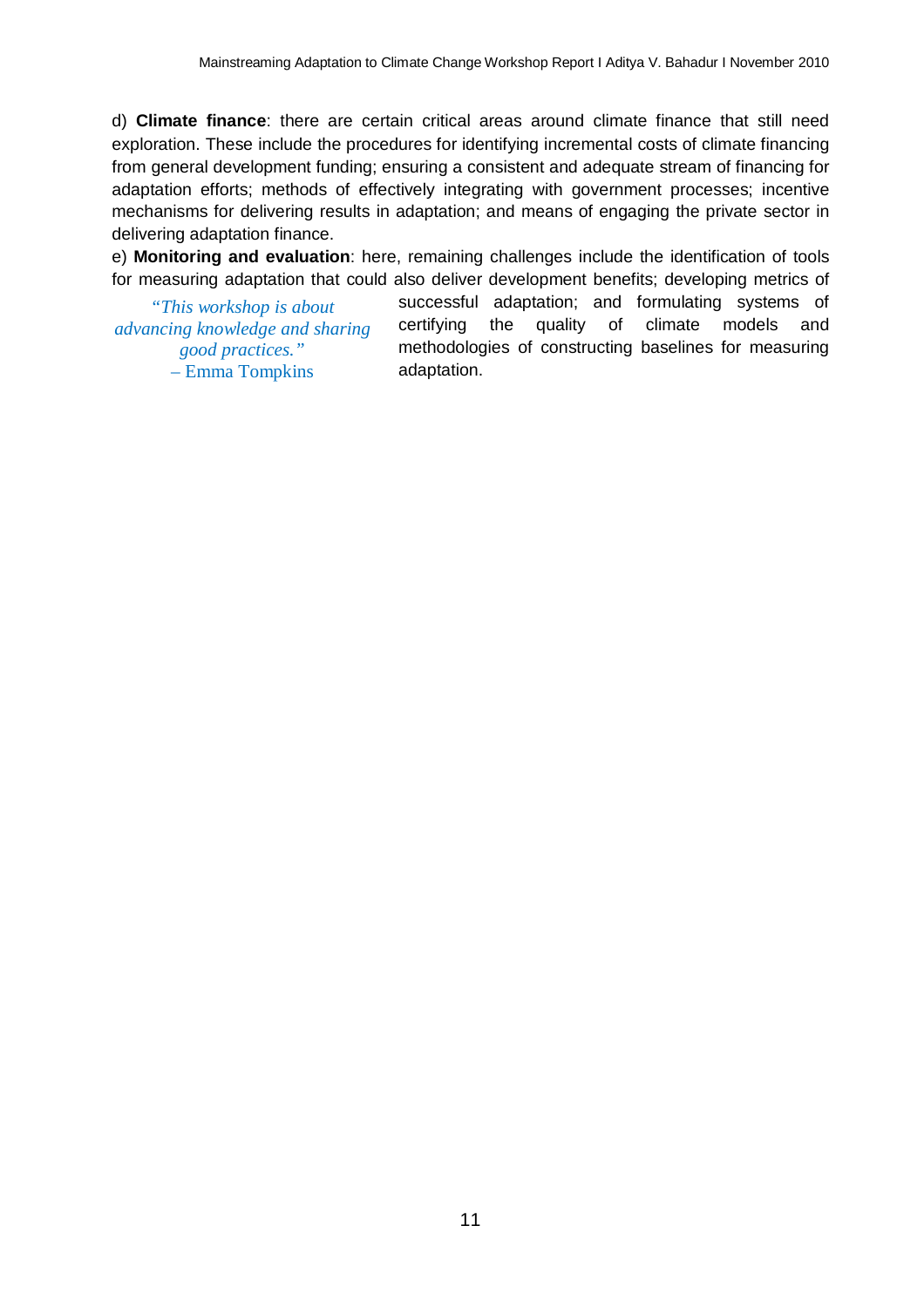d) **Climate finance**: there are certain critical areas around climate finance that still need exploration. These include the procedures for identifying incremental costs of climate financing from general development funding; ensuring a consistent and adequate stream of financing for adaptation efforts; methods of effectively integrating with government processes; incentive mechanisms for delivering results in adaptation; and means of engaging the private sector in delivering adaptation finance.

e) **Monitoring and evaluation**: here, remaining challenges include the identification of tools for measuring adaptation that could also deliver development benefits; developing metrics of successful adaptation; and formulating systems of certifying the quality of climate models and methodologies of constructing baselines for measuring adaptation.

*"This workshop is about advancing knowledge and sharing good practices."*
– Emma Tompkins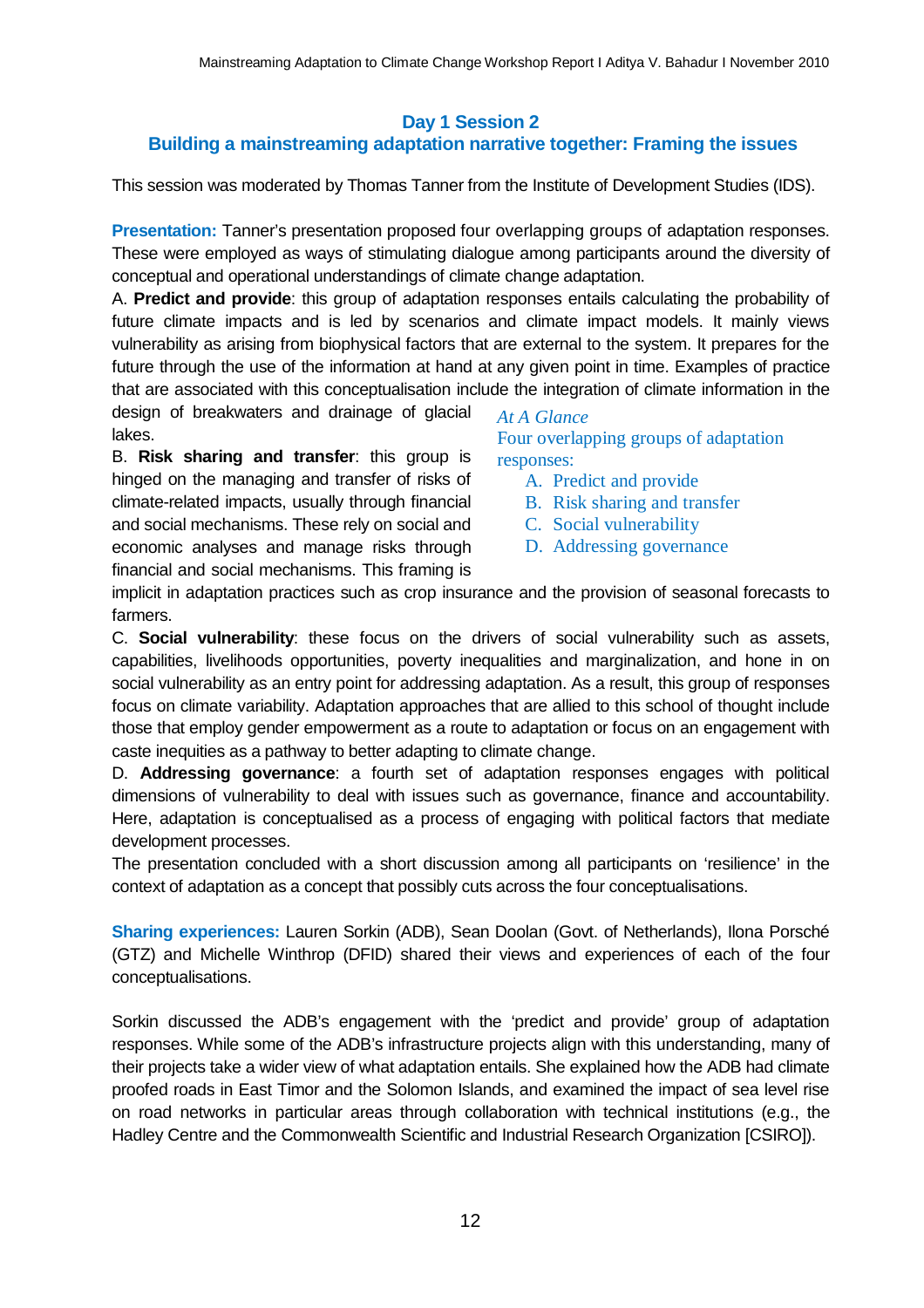## Day 1 Session 2

## Building a mainstreaming adaptation narrative together: Framing the issues

This session was moderated by Thomas Tanner from the Institute of Development Studies (IDS).

**Presentation:** Tanner's presentation proposed four overlapping groups of adaptation responses. These were employed as ways of stimulating dialogue among participants around the diversity of conceptual and operational understandings of climate change adaptation.

A. **Predict and provide**: this group of adaptation responses entails calculating the probability of future climate impacts and is led by scenarios and climate impact models. It mainly views vulnerability as arising from biophysical factors that are external to the system. It prepares for the future through the use of the information at hand at any given point in time. Examples of practice that are associated with this conceptualisation include the integration of climate information in the design of breakwaters and drainage of glacial lakes.

B. **Risk sharing and transfer**: this group is hinged on the managing and transfer of risks of climate-related impacts, usually through financial and social mechanisms. These rely on social and economic analyses and manage risks through financial and social mechanisms. This framing is implicit in adaptation practices such as crop insurance and the provision of seasonal forecasts to farmers.

*At A Glance*

Four overlapping groups of adaptation responses:

A. Predict and provide
B. Risk sharing and transfer
C. Social vulnerability
D. Addressing governance

C. **Social vulnerability**: these focus on the drivers of social vulnerability such as assets, capabilities, livelihoods opportunities, poverty inequalities and marginalization, and hone in on social vulnerability as an entry point for addressing adaptation. As a result, this group of responses focus on climate variability. Adaptation approaches that are allied to this school of thought include those that employ gender empowerment as a route to adaptation or focus on an engagement with caste inequities as a pathway to better adapting to climate change.

D. **Addressing governance**: a fourth set of adaptation responses engages with political dimensions of vulnerability to deal with issues such as governance, finance and accountability. Here, adaptation is conceptualised as a process of engaging with political factors that mediate development processes.

The presentation concluded with a short discussion among all participants on 'resilience' in the context of adaptation as a concept that possibly cuts across the four conceptualisations.

**Sharing experiences:** Lauren Sorkin (ADB), Sean Doolan (Govt. of Netherlands), Ilona Porsché (GTZ) and Michelle Winthrop (DFID) shared their views and experiences of each of the four conceptualisations.

Sorkin discussed the ADB's engagement with the 'predict and provide' group of adaptation responses. While some of the ADB's infrastructure projects align with this understanding, many of their projects take a wider view of what adaptation entails. She explained how the ADB had climate proofed roads in East Timor and the Solomon Islands, and examined the impact of sea level rise on road networks in particular areas through collaboration with technical institutions (e.g., the Hadley Centre and the Commonwealth Scientific and Industrial Research Organization [CSIRO]).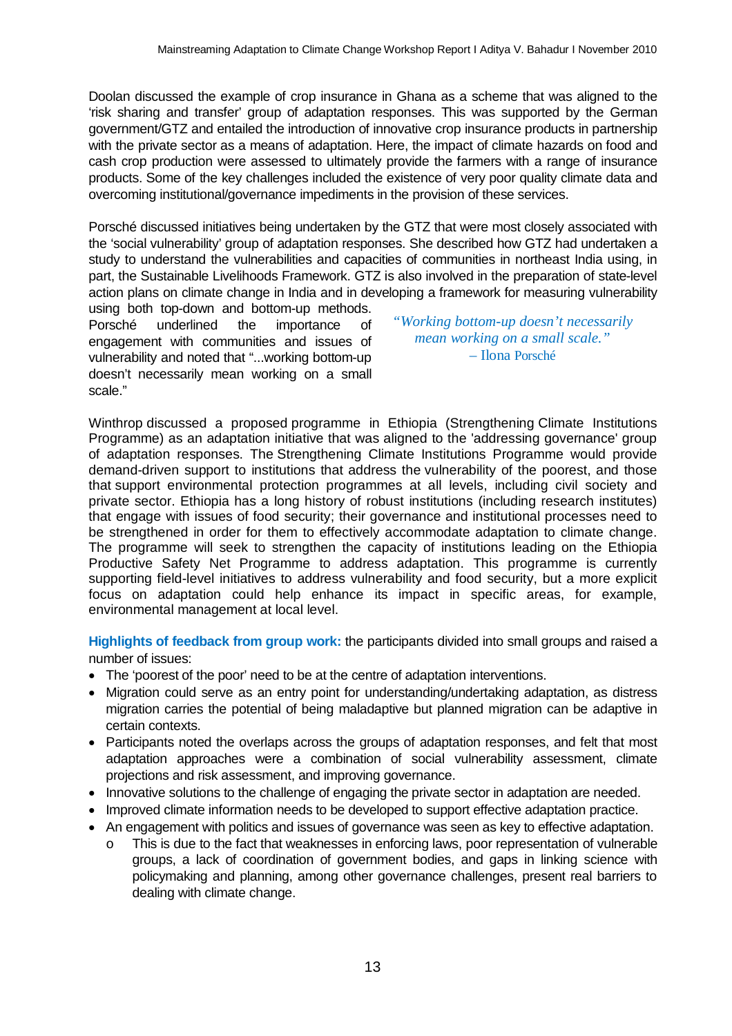Doolan discussed the example of crop insurance in Ghana as a scheme that was aligned to the 'risk sharing and transfer' group of adaptation responses. This was supported by the German government/GTZ and entailed the introduction of innovative crop insurance products in partnership with the private sector as a means of adaptation. Here, the impact of climate hazards on food and cash crop production were assessed to ultimately provide the farmers with a range of insurance products. Some of the key challenges included the existence of very poor quality climate data and overcoming institutional/governance impediments in the provision of these services.

Porsché discussed initiatives being undertaken by the GTZ that were most closely associated with the 'social vulnerability' group of adaptation responses. She described how GTZ had undertaken a study to understand the vulnerabilities and capacities of communities in northeast India using, in part, the Sustainable Livelihoods Framework. GTZ is also involved in the preparation of state-level action plans on climate change in India and in developing a framework for measuring vulnerability using both top-down and bottom-up methods. Porsché underlined the importance of engagement with communities and issues of vulnerability and noted that "...working bottom-up doesn't necessarily mean working on a small scale."

> *"Working bottom-up doesn't necessarily mean working on a small scale."*
> – Ilona Porsché

Winthrop discussed a proposed programme in Ethiopia (Strengthening Climate Institutions Programme) as an adaptation initiative that was aligned to the 'addressing governance' group of adaptation responses. The Strengthening Climate Institutions Programme would provide demand-driven support to institutions that address the vulnerability of the poorest, and those that support environmental protection programmes at all levels, including civil society and private sector. Ethiopia has a long history of robust institutions (including research institutes) that engage with issues of food security; their governance and institutional processes need to be strengthened in order for them to effectively accommodate adaptation to climate change. The programme will seek to strengthen the capacity of institutions leading on the Ethiopia Productive Safety Net Programme to address adaptation. This programme is currently supporting field-level initiatives to address vulnerability and food security, but a more explicit focus on adaptation could help enhance its impact in specific areas, for example, environmental management at local level.

**Highlights of feedback from group work:** the participants divided into small groups and raised a number of issues:

- The 'poorest of the poor' need to be at the centre of adaptation interventions.
- Migration could serve as an entry point for understanding/undertaking adaptation, as distress migration carries the potential of being maladaptive but planned migration can be adaptive in certain contexts.
- Participants noted the overlaps across the groups of adaptation responses, and felt that most adaptation approaches were a combination of social vulnerability assessment, climate projections and risk assessment, and improving governance.
- Innovative solutions to the challenge of engaging the private sector in adaptation are needed.
- Improved climate information needs to be developed to support effective adaptation practice.
- An engagement with politics and issues of governance was seen as key to effective adaptation.
  - This is due to the fact that weaknesses in enforcing laws, poor representation of vulnerable groups, a lack of coordination of government bodies, and gaps in linking science with policymaking and planning, among other governance challenges, present real barriers to dealing with climate change.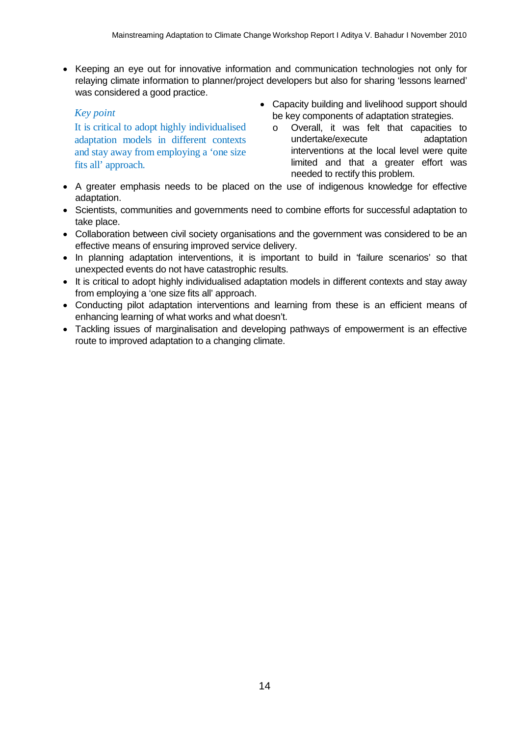- Keeping an eye out for innovative information and communication technologies not only for relaying climate information to planner/project developers but also for sharing 'lessons learned' was considered a good practice.

> *Key point*
>
> It is critical to adopt highly individualised adaptation models in different contexts and stay away from employing a 'one size fits all' approach.

- Capacity building and livelihood support should be key components of adaptation strategies.
  - Overall, it was felt that capacities to undertake/execute adaptation interventions at the local level were quite limited and that a greater effort was needed to rectify this problem.
- A greater emphasis needs to be placed on the use of indigenous knowledge for effective adaptation.
- Scientists, communities and governments need to combine efforts for successful adaptation to take place.
- Collaboration between civil society organisations and the government was considered to be an effective means of ensuring improved service delivery.
- In planning adaptation interventions, it is important to build in 'failure scenarios' so that unexpected events do not have catastrophic results.
- It is critical to adopt highly individualised adaptation models in different contexts and stay away from employing a 'one size fits all' approach.
- Conducting pilot adaptation interventions and learning from these is an efficient means of enhancing learning of what works and what doesn't.
- Tackling issues of marginalisation and developing pathways of empowerment is an effective route to improved adaptation to a changing climate.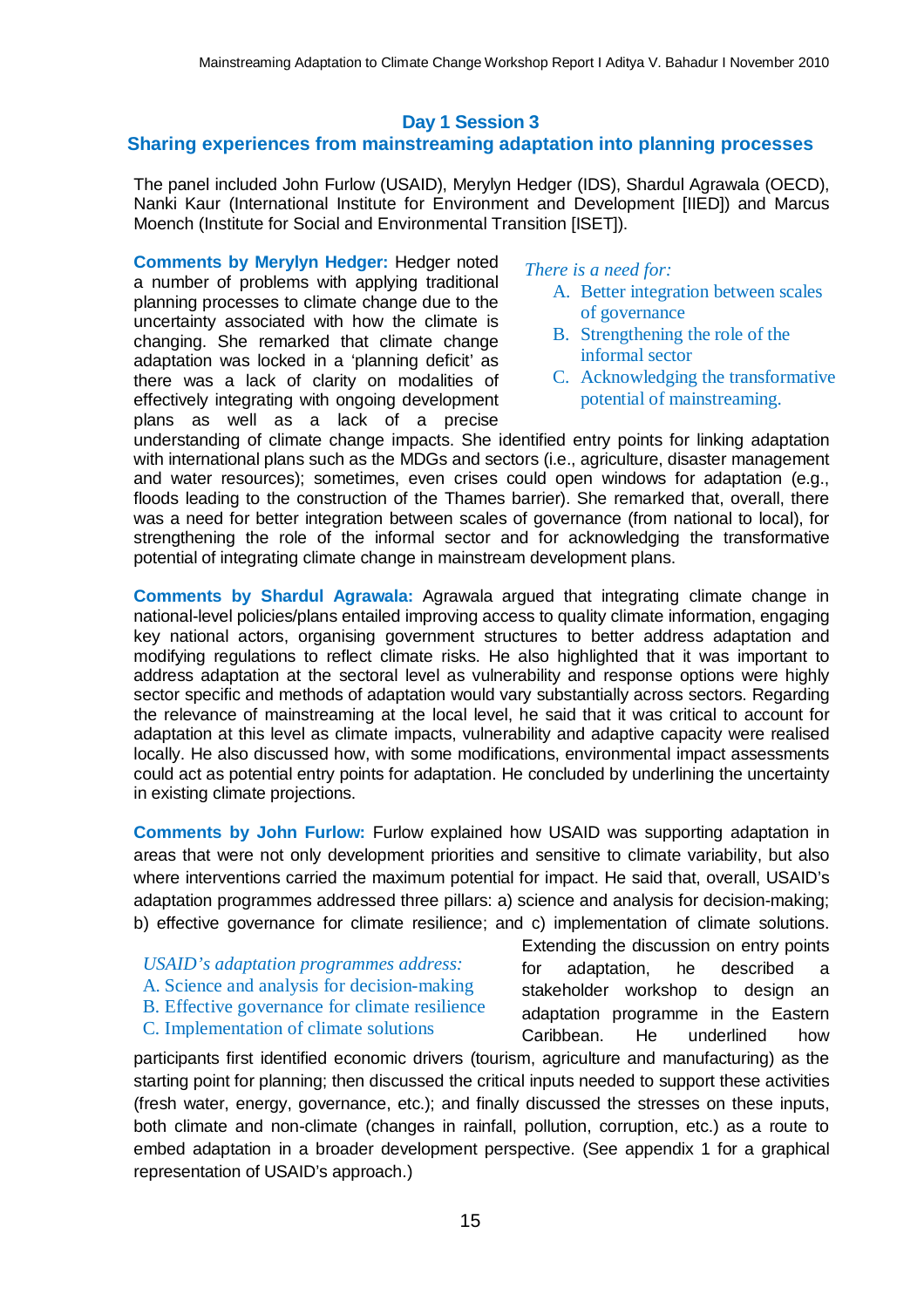## Day 1 Session 3

## Sharing experiences from mainstreaming adaptation into planning processes

The panel included John Furlow (USAID), Merylyn Hedger (IDS), Shardul Agrawala (OECD), Nanki Kaur (International Institute for Environment and Development [IIED]) and Marcus Moench (Institute for Social and Environmental Transition [ISET]).

**Comments by Merylyn Hedger:** Hedger noted a number of problems with applying traditional planning processes to climate change due to the uncertainty associated with how the climate is changing. She remarked that climate change adaptation was locked in a 'planning deficit' as there was a lack of clarity on modalities of effectively integrating with ongoing development plans as well as a lack of a precise understanding of climate change impacts. She identified entry points for linking adaptation with international plans such as the MDGs and sectors (i.e., agriculture, disaster management and water resources); sometimes, even crises could open windows for adaptation (e.g., floods leading to the construction of the Thames barrier). She remarked that, overall, there was a need for better integration between scales of governance (from national to local), for strengthening the role of the informal sector and for acknowledging the transformative potential of integrating climate change in mainstream development plans.

*There is a need for:*

A. Better integration between scales of governance
B. Strengthening the role of the informal sector
C. Acknowledging the transformative potential of mainstreaming.

**Comments by Shardul Agrawala:** Agrawala argued that integrating climate change in national-level policies/plans entailed improving access to quality climate information, engaging key national actors, organising government structures to better address adaptation and modifying regulations to reflect climate risks. He also highlighted that it was important to address adaptation at the sectoral level as vulnerability and response options were highly sector specific and methods of adaptation would vary substantially across sectors. Regarding the relevance of mainstreaming at the local level, he said that it was critical to account for adaptation at this level as climate impacts, vulnerability and adaptive capacity were realised locally. He also discussed how, with some modifications, environmental impact assessments could act as potential entry points for adaptation. He concluded by underlining the uncertainty in existing climate projections.

**Comments by John Furlow:** Furlow explained how USAID was supporting adaptation in areas that were not only development priorities and sensitive to climate variability, but also where interventions carried the maximum potential for impact. He said that, overall, USAID's adaptation programmes addressed three pillars: a) science and analysis for decision-making; b) effective governance for climate resilience; and c) implementation of climate solutions. Extending the discussion on entry points for adaptation, he described a stakeholder workshop to design an adaptation programme in the Eastern Caribbean. He underlined how participants first identified economic drivers (tourism, agriculture and manufacturing) as the starting point for planning; then discussed the critical inputs needed to support these activities (fresh water, energy, governance, etc.); and finally discussed the stresses on these inputs, both climate and non-climate (changes in rainfall, pollution, corruption, etc.) as a route to embed adaptation in a broader development perspective. (See appendix 1 for a graphical representation of USAID's approach.)

*USAID's adaptation programmes address:*

A. Science and analysis for decision-making
B. Effective governance for climate resilience
C. Implementation of climate solutions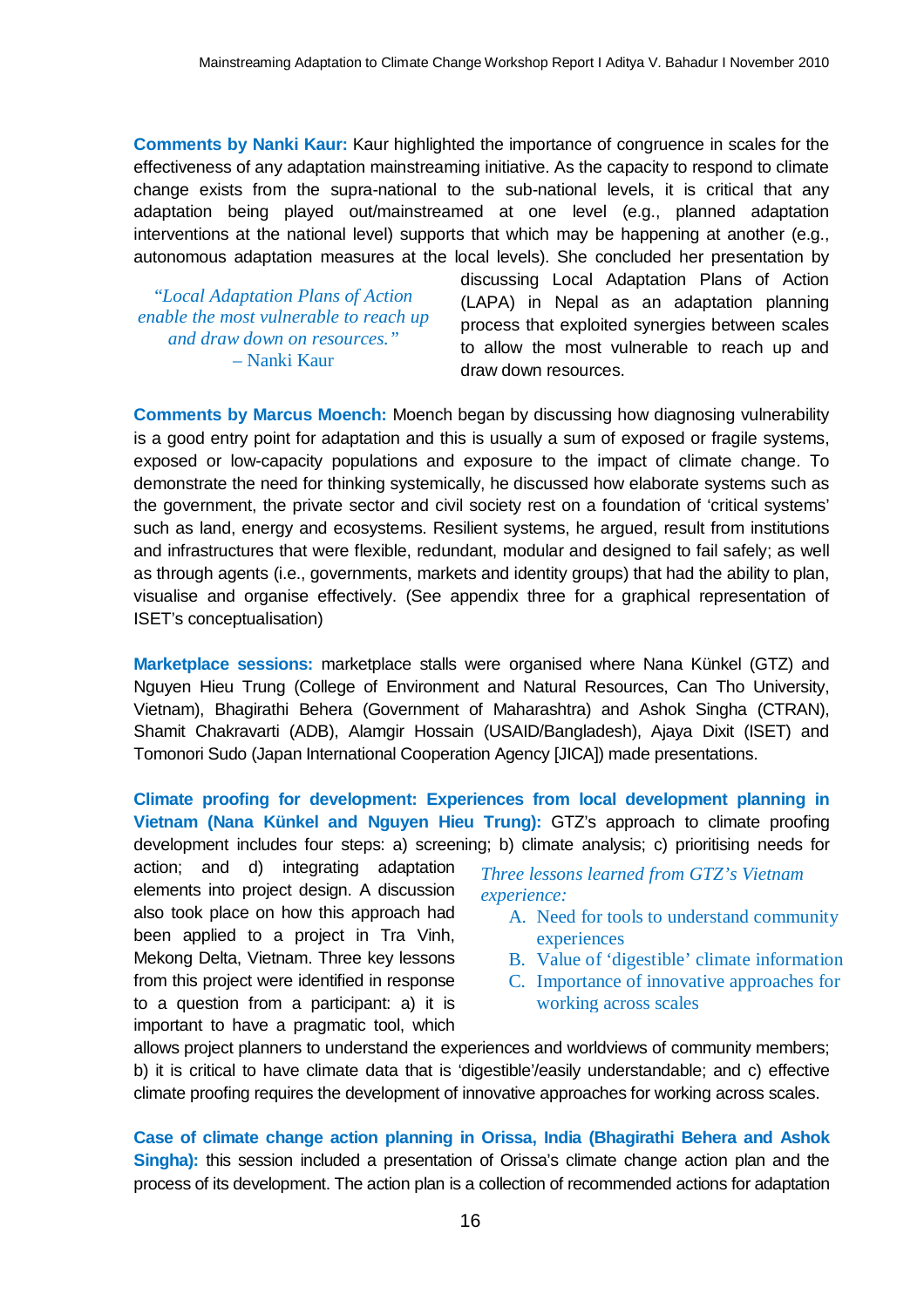**Comments by Nanki Kaur:** Kaur highlighted the importance of congruence in scales for the effectiveness of any adaptation mainstreaming initiative. As the capacity to respond to climate change exists from the supra-national to the sub-national levels, it is critical that any adaptation being played out/mainstreamed at one level (e.g., planned adaptation interventions at the national level) supports that which may be happening at another (e.g., autonomous adaptation measures at the local levels). She concluded her presentation by discussing Local Adaptation Plans of Action (LAPA) in Nepal as an adaptation planning process that exploited synergies between scales to allow the most vulnerable to reach up and draw down resources.

> *"Local Adaptation Plans of Action enable the most vulnerable to reach up and draw down on resources."*
> – Nanki Kaur

**Comments by Marcus Moench:** Moench began by discussing how diagnosing vulnerability is a good entry point for adaptation and this is usually a sum of exposed or fragile systems, exposed or low-capacity populations and exposure to the impact of climate change. To demonstrate the need for thinking systemically, he discussed how elaborate systems such as the government, the private sector and civil society rest on a foundation of 'critical systems' such as land, energy and ecosystems. Resilient systems, he argued, result from institutions and infrastructures that were flexible, redundant, modular and designed to fail safely; as well as through agents (i.e., governments, markets and identity groups) that had the ability to plan, visualise and organise effectively. (See appendix three for a graphical representation of ISET's conceptualisation)

**Marketplace sessions:** marketplace stalls were organised where Nana Künkel (GTZ) and Nguyen Hieu Trung (College of Environment and Natural Resources, Can Tho University, Vietnam), Bhagirathi Behera (Government of Maharashtra) and Ashok Singha (CTRAN), Shamit Chakravarti (ADB), Alamgir Hossain (USAID/Bangladesh), Ajaya Dixit (ISET) and Tomonori Sudo (Japan International Cooperation Agency [JICA]) made presentations.

**Climate proofing for development: Experiences from local development planning in Vietnam (Nana Künkel and Nguyen Hieu Trung):** GTZ's approach to climate proofing development includes four steps: a) screening; b) climate analysis; c) prioritising needs for action; and d) integrating adaptation elements into project design. A discussion also took place on how this approach had been applied to a project in Tra Vinh, Mekong Delta, Vietnam. Three key lessons from this project were identified in response to a question from a participant: a) it is important to have a pragmatic tool, which allows project planners to understand the experiences and worldviews of community members; b) it is critical to have climate data that is 'digestible'/easily understandable; and c) effective climate proofing requires the development of innovative approaches for working across scales.

> *Three lessons learned from GTZ's Vietnam experience:*
> A. Need for tools to understand community experiences
> B. Value of 'digestible' climate information
> C. Importance of innovative approaches for working across scales

**Case of climate change action planning in Orissa, India (Bhagirathi Behera and Ashok Singha):** this session included a presentation of Orissa's climate change action plan and the process of its development. The action plan is a collection of recommended actions for adaptation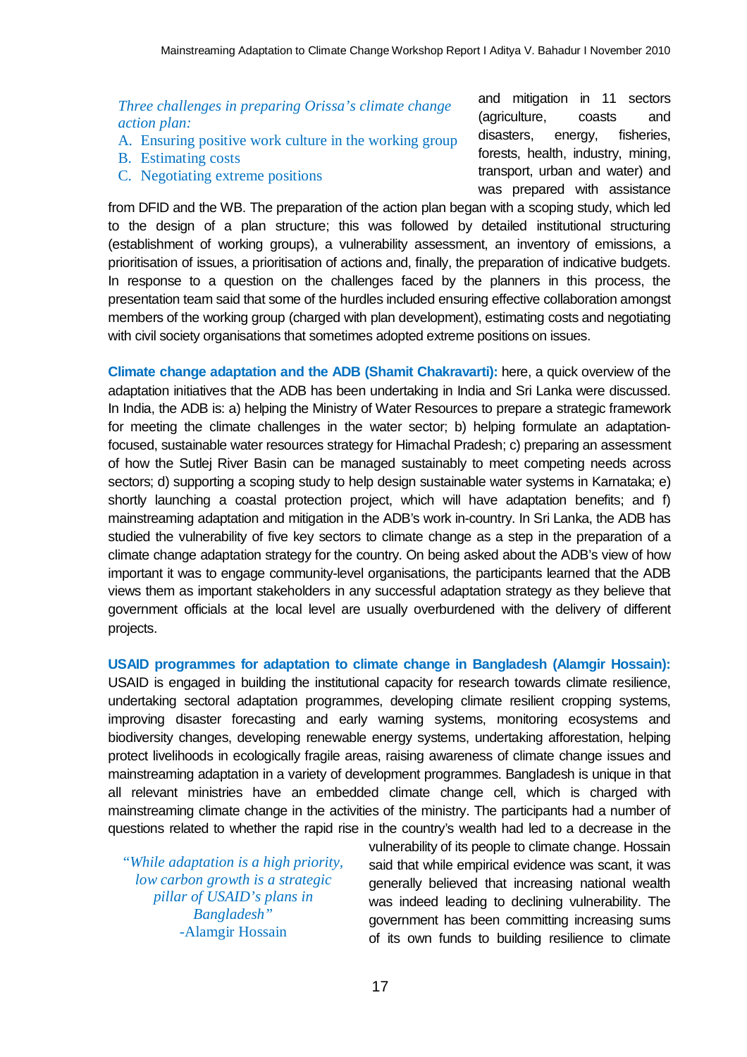*Three challenges in preparing Orissa's climate change action plan:*

A. Ensuring positive work culture in the working group
B. Estimating costs
C. Negotiating extreme positions

and mitigation in 11 sectors (agriculture, coasts and disasters, energy, fisheries, forests, health, industry, mining, transport, urban and water) and was prepared with assistance from DFID and the WB. The preparation of the action plan began with a scoping study, which led to the design of a plan structure; this was followed by detailed institutional structuring (establishment of working groups), a vulnerability assessment, an inventory of emissions, a prioritisation of issues, a prioritisation of actions and, finally, the preparation of indicative budgets. In response to a question on the challenges faced by the planners in this process, the presentation team said that some of the hurdles included ensuring effective collaboration amongst members of the working group (charged with plan development), estimating costs and negotiating with civil society organisations that sometimes adopted extreme positions on issues.

**Climate change adaptation and the ADB (Shamit Chakravarti):** here, a quick overview of the adaptation initiatives that the ADB has been undertaking in India and Sri Lanka were discussed. In India, the ADB is: a) helping the Ministry of Water Resources to prepare a strategic framework for meeting the climate challenges in the water sector; b) helping formulate an adaptation-focused, sustainable water resources strategy for Himachal Pradesh; c) preparing an assessment of how the Sutlej River Basin can be managed sustainably to meet competing needs across sectors; d) supporting a scoping study to help design sustainable water systems in Karnataka; e) shortly launching a coastal protection project, which will have adaptation benefits; and f) mainstreaming adaptation and mitigation in the ADB's work in-country. In Sri Lanka, the ADB has studied the vulnerability of five key sectors to climate change as a step in the preparation of a climate change adaptation strategy for the country. On being asked about the ADB's view of how important it was to engage community-level organisations, the participants learned that the ADB views them as important stakeholders in any successful adaptation strategy as they believe that government officials at the local level are usually overburdened with the delivery of different projects.

**USAID programmes for adaptation to climate change in Bangladesh (Alamgir Hossain):** USAID is engaged in building the institutional capacity for research towards climate resilience, undertaking sectoral adaptation programmes, developing climate resilient cropping systems, improving disaster forecasting and early warning systems, monitoring ecosystems and biodiversity changes, developing renewable energy systems, undertaking afforestation, helping protect livelihoods in ecologically fragile areas, raising awareness of climate change issues and mainstreaming adaptation in a variety of development programmes. Bangladesh is unique in that all relevant ministries have an embedded climate change cell, which is charged with mainstreaming climate change in the activities of the ministry. The participants had a number of questions related to whether the rapid rise in the country's wealth had led to a decrease in the vulnerability of its people to climate change. Hossain said that while empirical evidence was scant, it was generally believed that increasing national wealth was indeed leading to declining vulnerability. The government has been committing increasing sums of its own funds to building resilience to climate

*"While adaptation is a high priority, low carbon growth is a strategic pillar of USAID's plans in Bangladesh"*
-Alamgir Hossain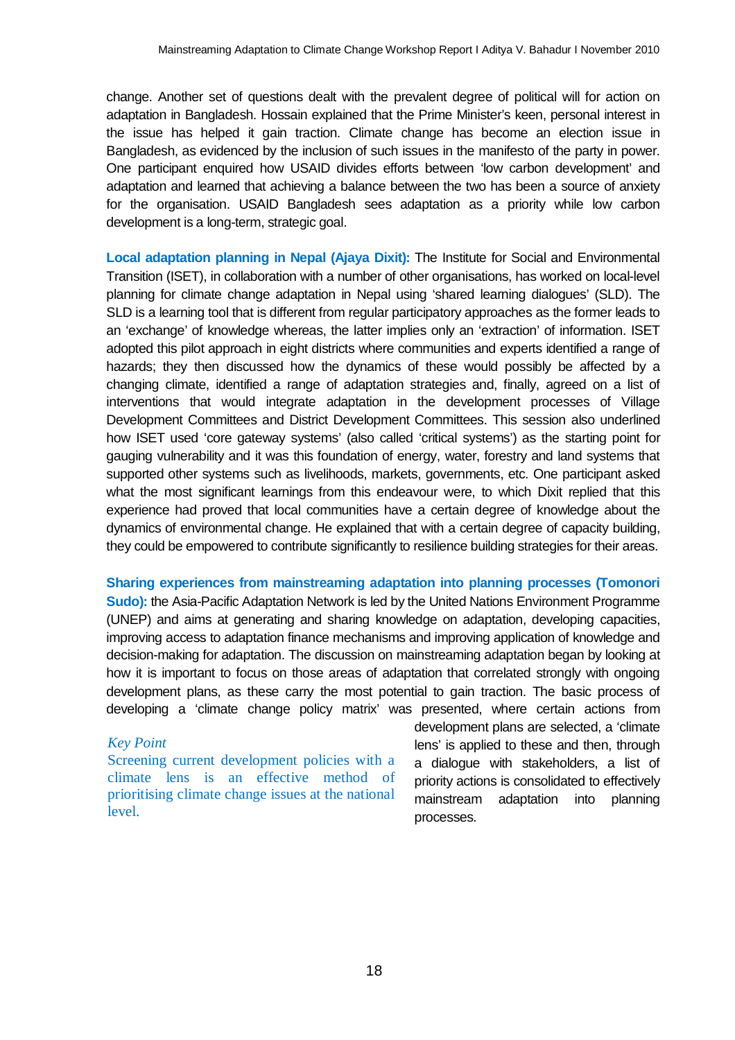change. Another set of questions dealt with the prevalent degree of political will for action on adaptation in Bangladesh. Hossain explained that the Prime Minister's keen, personal interest in the issue has helped it gain traction. Climate change has become an election issue in Bangladesh, as evidenced by the inclusion of such issues in the manifesto of the party in power. One participant enquired how USAID divides efforts between 'low carbon development' and adaptation and learned that achieving a balance between the two has been a source of anxiety for the organisation. USAID Bangladesh sees adaptation as a priority while low carbon development is a long-term, strategic goal.

**Local adaptation planning in Nepal (Ajaya Dixit):** The Institute for Social and Environmental Transition (ISET), in collaboration with a number of other organisations, has worked on local-level planning for climate change adaptation in Nepal using 'shared learning dialogues' (SLD). The SLD is a learning tool that is different from regular participatory approaches as the former leads to an 'exchange' of knowledge whereas, the latter implies only an 'extraction' of information. ISET adopted this pilot approach in eight districts where communities and experts identified a range of hazards; they then discussed how the dynamics of these would possibly be affected by a changing climate, identified a range of adaptation strategies and, finally, agreed on a list of interventions that would integrate adaptation in the development processes of Village Development Committees and District Development Committees. This session also underlined how ISET used 'core gateway systems' (also called 'critical systems') as the starting point for gauging vulnerability and it was this foundation of energy, water, forestry and land systems that supported other systems such as livelihoods, markets, governments, etc. One participant asked what the most significant learnings from this endeavour were, to which Dixit replied that this experience had proved that local communities have a certain degree of knowledge about the dynamics of environmental change. He explained that with a certain degree of capacity building, they could be empowered to contribute significantly to resilience building strategies for their areas.

**Sharing experiences from mainstreaming adaptation into planning processes (Tomonori Sudo):** the Asia-Pacific Adaptation Network is led by the United Nations Environment Programme (UNEP) and aims at generating and sharing knowledge on adaptation, developing capacities, improving access to adaptation finance mechanisms and improving application of knowledge and decision-making for adaptation. The discussion on mainstreaming adaptation began by looking at how it is important to focus on those areas of adaptation that correlated strongly with ongoing development plans, as these carry the most potential to gain traction. The basic process of developing a 'climate change policy matrix' was presented, where certain actions from development plans are selected, a 'climate lens' is applied to these and then, through a dialogue with stakeholders, a list of priority actions is consolidated to effectively mainstream adaptation into planning processes.

*Key Point*

Screening current development policies with a climate lens is an effective method of prioritising climate change issues at the national level.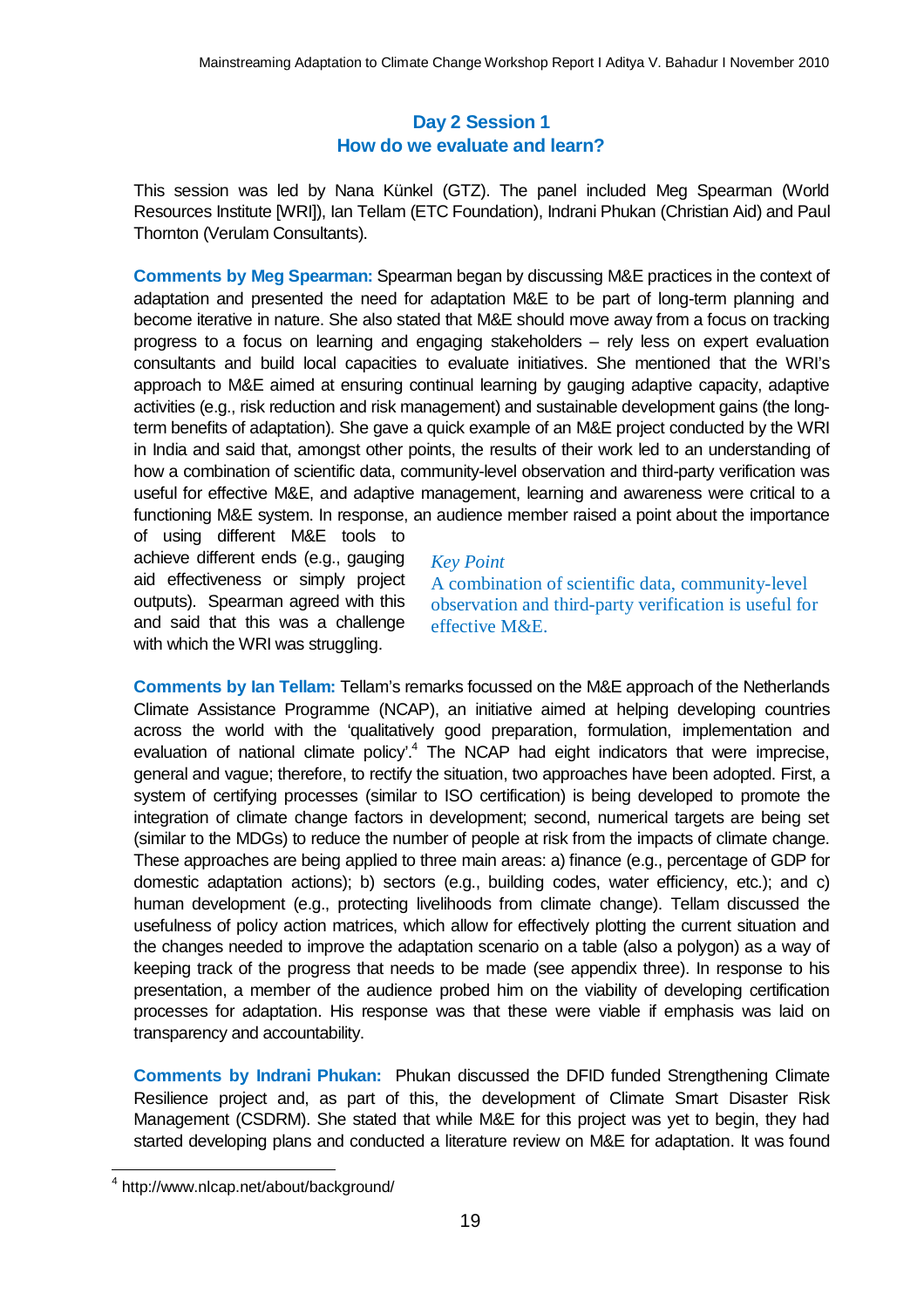## Day 2 Session 1
## How do we evaluate and learn?

This session was led by Nana Künkel (GTZ). The panel included Meg Spearman (World Resources Institute [WRI]), Ian Tellam (ETC Foundation), Indrani Phukan (Christian Aid) and Paul Thornton (Verulam Consultants).

**Comments by Meg Spearman:** Spearman began by discussing M&E practices in the context of adaptation and presented the need for adaptation M&E to be part of long-term planning and become iterative in nature. She also stated that M&E should move away from a focus on tracking progress to a focus on learning and engaging stakeholders – rely less on expert evaluation consultants and build local capacities to evaluate initiatives. She mentioned that the WRI's approach to M&E aimed at ensuring continual learning by gauging adaptive capacity, adaptive activities (e.g., risk reduction and risk management) and sustainable development gains (the long-term benefits of adaptation). She gave a quick example of an M&E project conducted by the WRI in India and said that, amongst other points, the results of their work led to an understanding of how a combination of scientific data, community-level observation and third-party verification was useful for effective M&E, and adaptive management, learning and awareness were critical to a functioning M&E system. In response, an audience member raised a point about the importance of using different M&E tools to achieve different ends (e.g., gauging aid effectiveness or simply project outputs). Spearman agreed with this and said that this was a challenge with which the WRI was struggling.

> *Key Point*
> A combination of scientific data, community-level observation and third-party verification is useful for effective M&E.

**Comments by Ian Tellam:** Tellam's remarks focussed on the M&E approach of the Netherlands Climate Assistance Programme (NCAP), an initiative aimed at helping developing countries across the world with the 'qualitatively good preparation, formulation, implementation and evaluation of national climate policy'.[4] The NCAP had eight indicators that were imprecise, general and vague; therefore, to rectify the situation, two approaches have been adopted. First, a system of certifying processes (similar to ISO certification) is being developed to promote the integration of climate change factors in development; second, numerical targets are being set (similar to the MDGs) to reduce the number of people at risk from the impacts of climate change. These approaches are being applied to three main areas: a) finance (e.g., percentage of GDP for domestic adaptation actions); b) sectors (e.g., building codes, water efficiency, etc.); and c) human development (e.g., protecting livelihoods from climate change). Tellam discussed the usefulness of policy action matrices, which allow for effectively plotting the current situation and the changes needed to improve the adaptation scenario on a table (also a polygon) as a way of keeping track of the progress that needs to be made (see appendix three). In response to his presentation, a member of the audience probed him on the viability of developing certification processes for adaptation. His response was that these were viable if emphasis was laid on transparency and accountability.

**Comments by Indrani Phukan:** Phukan discussed the DFID funded Strengthening Climate Resilience project and, as part of this, the development of Climate Smart Disaster Risk Management (CSDRM). She stated that while M&E for this project was yet to begin, they had started developing plans and conducted a literature review on M&E for adaptation. It was found

---

[4] http://www.nlcap.net/about/background/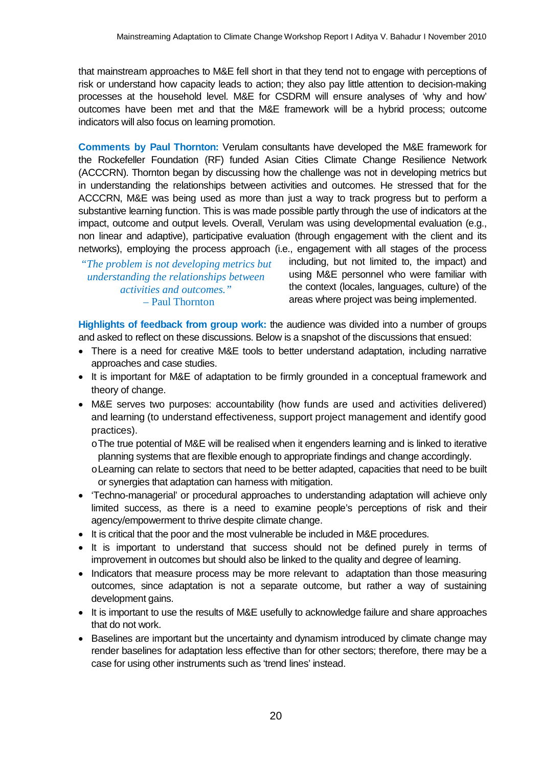that mainstream approaches to M&E fell short in that they tend not to engage with perceptions of risk or understand how capacity leads to action; they also pay little attention to decision-making processes at the household level. M&E for CSDRM will ensure analyses of 'why and how' outcomes have been met and that the M&E framework will be a hybrid process; outcome indicators will also focus on learning promotion.

**Comments by Paul Thornton:** Verulam consultants have developed the M&E framework for the Rockefeller Foundation (RF) funded Asian Cities Climate Change Resilience Network (ACCCRN). Thornton began by discussing how the challenge was not in developing metrics but in understanding the relationships between activities and outcomes. He stressed that for the ACCCRN, M&E was being used as more than just a way to track progress but to perform a substantive learning function. This is was made possible partly through the use of indicators at the impact, outcome and output levels. Overall, Verulam was using developmental evaluation (e.g., non linear and adaptive), participative evaluation (through engagement with the client and its networks), employing the process approach (i.e., engagement with all stages of the process including, but not limited to, the impact) and using M&E personnel who were familiar with the context (locales, languages, culture) of the areas where project was being implemented.

> *"The problem is not developing metrics but understanding the relationships between activities and outcomes."*
> – Paul Thornton

**Highlights of feedback from group work:** the audience was divided into a number of groups and asked to reflect on these discussions. Below is a snapshot of the discussions that ensued:

- There is a need for creative M&E tools to better understand adaptation, including narrative approaches and case studies.
- It is important for M&E of adaptation to be firmly grounded in a conceptual framework and theory of change.
- M&E serves two purposes: accountability (how funds are used and activities delivered) and learning (to understand effectiveness, support project management and identify good practices).
    - The true potential of M&E will be realised when it engenders learning and is linked to iterative planning systems that are flexible enough to appropriate findings and change accordingly.
    - Learning can relate to sectors that need to be better adapted, capacities that need to be built or synergies that adaptation can harness with mitigation.
- 'Techno-managerial' or procedural approaches to understanding adaptation will achieve only limited success, as there is a need to examine people's perceptions of risk and their agency/empowerment to thrive despite climate change.
- It is critical that the poor and the most vulnerable be included in M&E procedures.
- It is important to understand that success should not be defined purely in terms of improvement in outcomes but should also be linked to the quality and degree of learning.
- Indicators that measure process may be more relevant to adaptation than those measuring outcomes, since adaptation is not a separate outcome, but rather a way of sustaining development gains.
- It is important to use the results of M&E usefully to acknowledge failure and share approaches that do not work.
- Baselines are important but the uncertainty and dynamism introduced by climate change may render baselines for adaptation less effective than for other sectors; therefore, there may be a case for using other instruments such as 'trend lines' instead.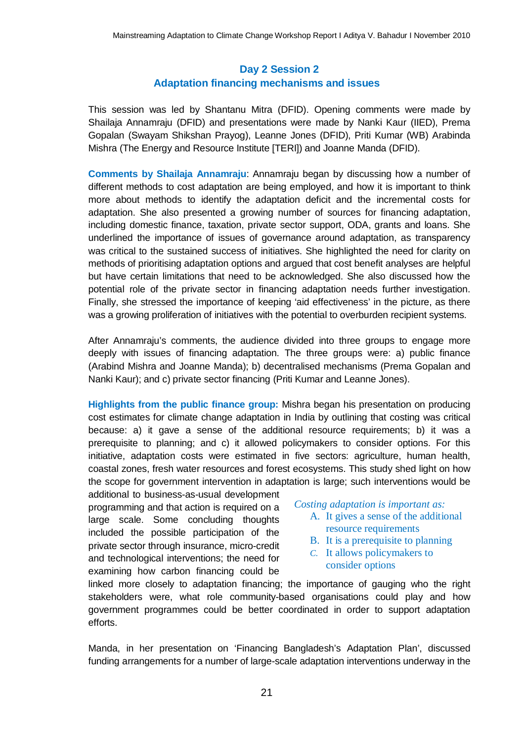## Day 2 Session 2
## Adaptation financing mechanisms and issues

This session was led by Shantanu Mitra (DFID). Opening comments were made by Shailaja Annamraju (DFID) and presentations were made by Nanki Kaur (IIED), Prema Gopalan (Swayam Shikshan Prayog), Leanne Jones (DFID), Priti Kumar (WB) Arabinda Mishra (The Energy and Resource Institute [TERI]) and Joanne Manda (DFID).

**Comments by Shailaja Annamraju**: Annamraju began by discussing how a number of different methods to cost adaptation are being employed, and how it is important to think more about methods to identify the adaptation deficit and the incremental costs for adaptation. She also presented a growing number of sources for financing adaptation, including domestic finance, taxation, private sector support, ODA, grants and loans. She underlined the importance of issues of governance around adaptation, as transparency was critical to the sustained success of initiatives. She highlighted the need for clarity on methods of prioritising adaptation options and argued that cost benefit analyses are helpful but have certain limitations that need to be acknowledged. She also discussed how the potential role of the private sector in financing adaptation needs further investigation. Finally, she stressed the importance of keeping 'aid effectiveness' in the picture, as there was a growing proliferation of initiatives with the potential to overburden recipient systems.

After Annamraju's comments, the audience divided into three groups to engage more deeply with issues of financing adaptation. The three groups were: a) public finance (Arabind Mishra and Joanne Manda); b) decentralised mechanisms (Prema Gopalan and Nanki Kaur); and c) private sector financing (Priti Kumar and Leanne Jones).

**Highlights from the public finance group:** Mishra began his presentation on producing cost estimates for climate change adaptation in India by outlining that costing was critical because: a) it gave a sense of the additional resource requirements; b) it was a prerequisite to planning; and c) it allowed policymakers to consider options. For this initiative, adaptation costs were estimated in five sectors: agriculture, human health, coastal zones, fresh water resources and forest ecosystems. This study shed light on how the scope for government intervention in adaptation is large; such interventions would be additional to business-as-usual development programming and that action is required on a large scale. Some concluding thoughts included the possible participation of the private sector through insurance, micro-credit and technological interventions; the need for examining how carbon financing could be linked more closely to adaptation financing; the importance of gauging who the right stakeholders were, what role community-based organisations could play and how government programmes could be better coordinated in order to support adaptation efforts.

> *Costing adaptation is important as:*
> A. It gives a sense of the additional resource requirements
> B. It is a prerequisite to planning
> C. It allows policymakers to consider options

Manda, in her presentation on 'Financing Bangladesh's Adaptation Plan', discussed funding arrangements for a number of large-scale adaptation interventions underway in the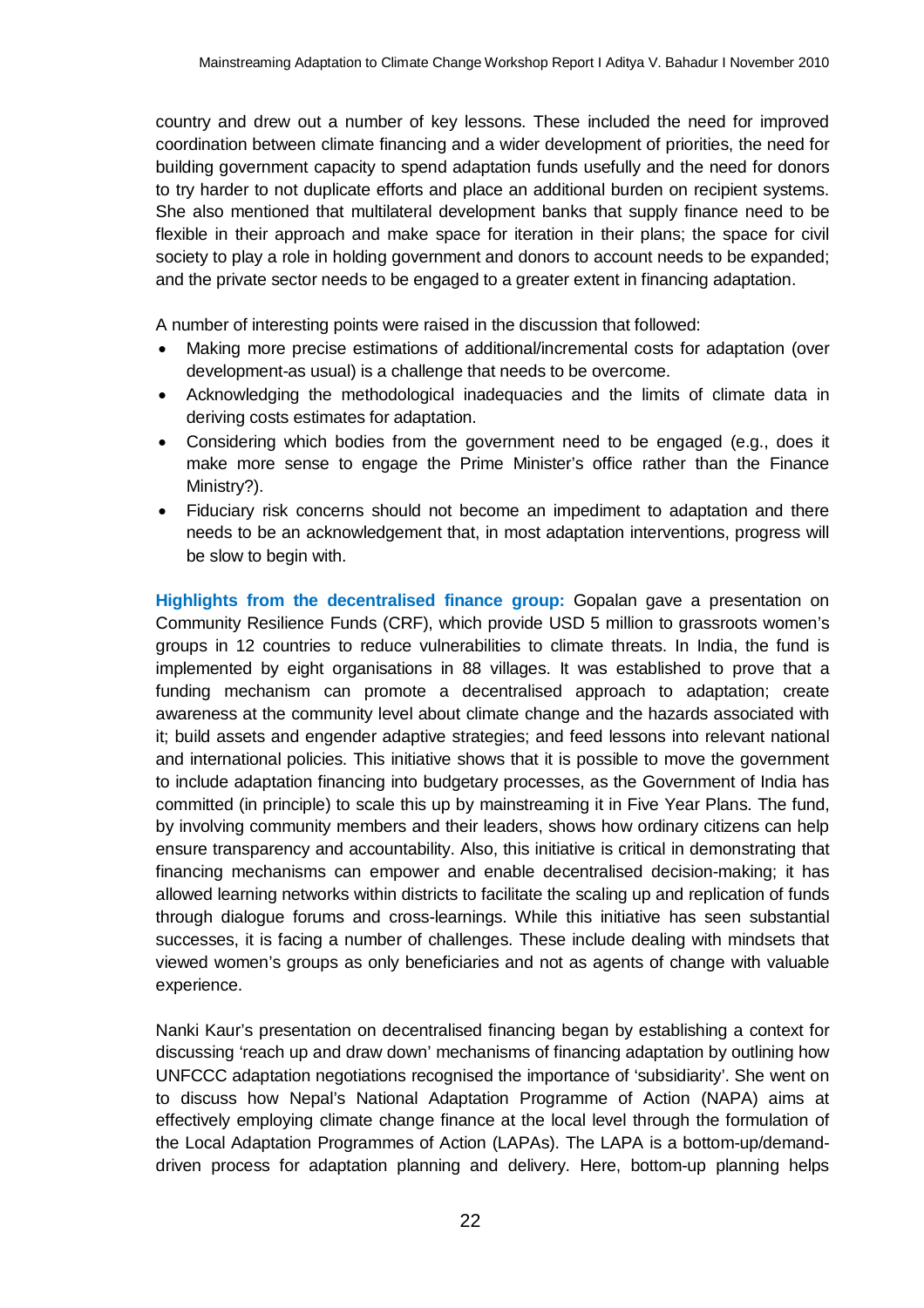country and drew out a number of key lessons. These included the need for improved coordination between climate financing and a wider development of priorities, the need for building government capacity to spend adaptation funds usefully and the need for donors to try harder to not duplicate efforts and place an additional burden on recipient systems. She also mentioned that multilateral development banks that supply finance need to be flexible in their approach and make space for iteration in their plans; the space for civil society to play a role in holding government and donors to account needs to be expanded; and the private sector needs to be engaged to a greater extent in financing adaptation.

A number of interesting points were raised in the discussion that followed:

- Making more precise estimations of additional/incremental costs for adaptation (over development-as usual) is a challenge that needs to be overcome.
- Acknowledging the methodological inadequacies and the limits of climate data in deriving costs estimates for adaptation.
- Considering which bodies from the government need to be engaged (e.g., does it make more sense to engage the Prime Minister's office rather than the Finance Ministry?).
- Fiduciary risk concerns should not become an impediment to adaptation and there needs to be an acknowledgement that, in most adaptation interventions, progress will be slow to begin with.

**Highlights from the decentralised finance group:** Gopalan gave a presentation on Community Resilience Funds (CRF), which provide USD 5 million to grassroots women's groups in 12 countries to reduce vulnerabilities to climate threats. In India, the fund is implemented by eight organisations in 88 villages. It was established to prove that a funding mechanism can promote a decentralised approach to adaptation; create awareness at the community level about climate change and the hazards associated with it; build assets and engender adaptive strategies; and feed lessons into relevant national and international policies. This initiative shows that it is possible to move the government to include adaptation financing into budgetary processes, as the Government of India has committed (in principle) to scale this up by mainstreaming it in Five Year Plans. The fund, by involving community members and their leaders, shows how ordinary citizens can help ensure transparency and accountability. Also, this initiative is critical in demonstrating that financing mechanisms can empower and enable decentralised decision-making; it has allowed learning networks within districts to facilitate the scaling up and replication of funds through dialogue forums and cross-learnings. While this initiative has seen substantial successes, it is facing a number of challenges. These include dealing with mindsets that viewed women's groups as only beneficiaries and not as agents of change with valuable experience.

Nanki Kaur's presentation on decentralised financing began by establishing a context for discussing 'reach up and draw down' mechanisms of financing adaptation by outlining how UNFCCC adaptation negotiations recognised the importance of 'subsidiarity'. She went on to discuss how Nepal's National Adaptation Programme of Action (NAPA) aims at effectively employing climate change finance at the local level through the formulation of the Local Adaptation Programmes of Action (LAPAs). The LAPA is a bottom-up/demand-driven process for adaptation planning and delivery. Here, bottom-up planning helps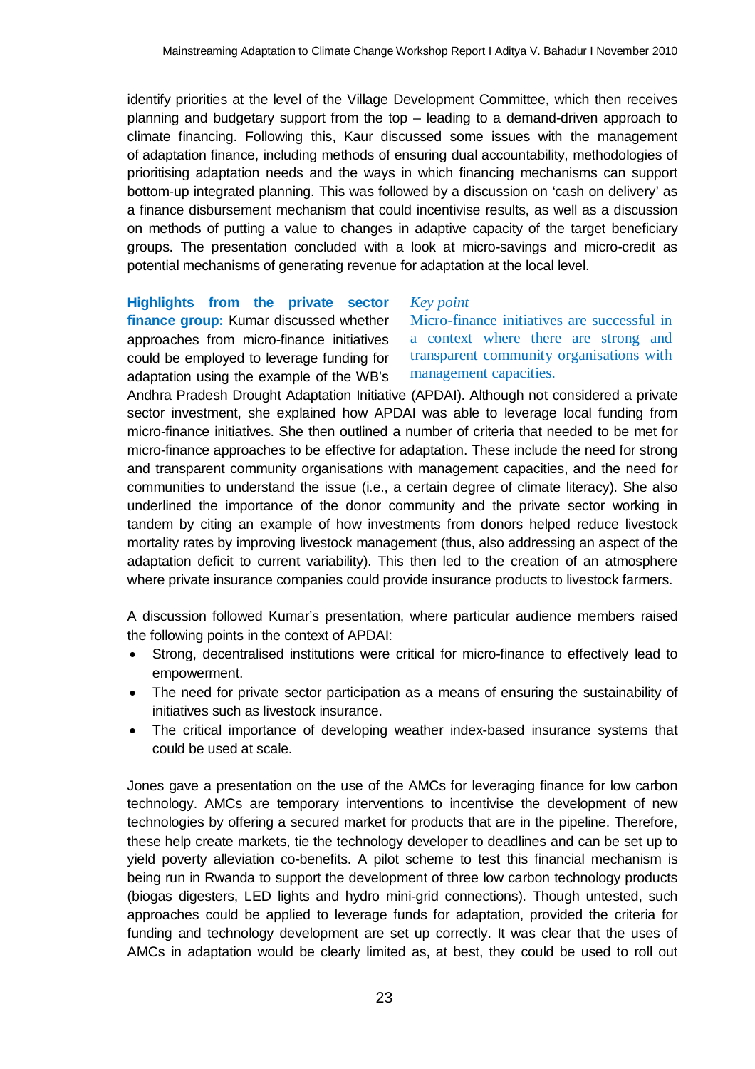identify priorities at the level of the Village Development Committee, which then receives planning and budgetary support from the top – leading to a demand-driven approach to climate financing. Following this, Kaur discussed some issues with the management of adaptation finance, including methods of ensuring dual accountability, methodologies of prioritising adaptation needs and the ways in which financing mechanisms can support bottom-up integrated planning. This was followed by a discussion on 'cash on delivery' as a finance disbursement mechanism that could incentivise results, as well as a discussion on methods of putting a value to changes in adaptive capacity of the target beneficiary groups. The presentation concluded with a look at micro-savings and micro-credit as potential mechanisms of generating revenue for adaptation at the local level.

> *Key point*
>
> Micro-finance initiatives are successful in a context where there are strong and transparent community organisations with management capacities.

**Highlights from the private sector finance group:** Kumar discussed whether approaches from micro-finance initiatives could be employed to leverage funding for adaptation using the example of the WB's Andhra Pradesh Drought Adaptation Initiative (APDAI). Although not considered a private sector investment, she explained how APDAI was able to leverage local funding from micro-finance initiatives. She then outlined a number of criteria that needed to be met for micro-finance approaches to be effective for adaptation. These include the need for strong and transparent community organisations with management capacities, and the need for communities to understand the issue (i.e., a certain degree of climate literacy). She also underlined the importance of the donor community and the private sector working in tandem by citing an example of how investments from donors helped reduce livestock mortality rates by improving livestock management (thus, also addressing an aspect of the adaptation deficit to current variability). This then led to the creation of an atmosphere where private insurance companies could provide insurance products to livestock farmers.

A discussion followed Kumar's presentation, where particular audience members raised the following points in the context of APDAI:

- Strong, decentralised institutions were critical for micro-finance to effectively lead to empowerment.
- The need for private sector participation as a means of ensuring the sustainability of initiatives such as livestock insurance.
- The critical importance of developing weather index-based insurance systems that could be used at scale.

Jones gave a presentation on the use of the AMCs for leveraging finance for low carbon technology. AMCs are temporary interventions to incentivise the development of new technologies by offering a secured market for products that are in the pipeline. Therefore, these help create markets, tie the technology developer to deadlines and can be set up to yield poverty alleviation co-benefits. A pilot scheme to test this financial mechanism is being run in Rwanda to support the development of three low carbon technology products (biogas digesters, LED lights and hydro mini-grid connections). Though untested, such approaches could be applied to leverage funds for adaptation, provided the criteria for funding and technology development are set up correctly. It was clear that the uses of AMCs in adaptation would be clearly limited as, at best, they could be used to roll out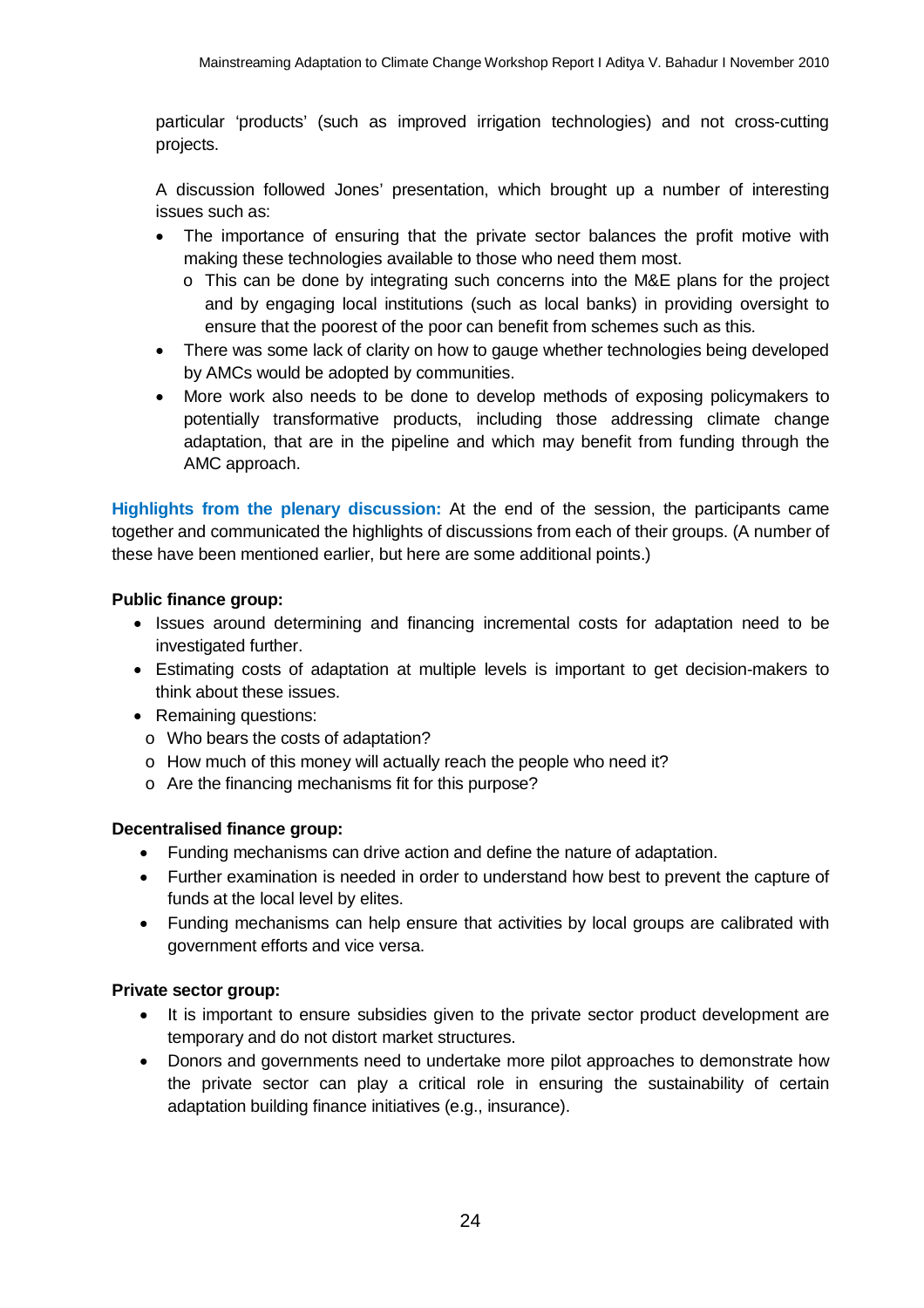particular 'products' (such as improved irrigation technologies) and not cross-cutting projects.

A discussion followed Jones' presentation, which brought up a number of interesting issues such as:

- The importance of ensuring that the private sector balances the profit motive with making these technologies available to those who need them most.
  - This can be done by integrating such concerns into the M&E plans for the project and by engaging local institutions (such as local banks) in providing oversight to ensure that the poorest of the poor can benefit from schemes such as this.
- There was some lack of clarity on how to gauge whether technologies being developed by AMCs would be adopted by communities.
- More work also needs to be done to develop methods of exposing policymakers to potentially transformative products, including those addressing climate change adaptation, that are in the pipeline and which may benefit from funding through the AMC approach.

**Highlights from the plenary discussion:** At the end of the session, the participants came together and communicated the highlights of discussions from each of their groups. (A number of these have been mentioned earlier, but here are some additional points.)

**Public finance group:**

- Issues around determining and financing incremental costs for adaptation need to be investigated further.
- Estimating costs of adaptation at multiple levels is important to get decision-makers to think about these issues.
- Remaining questions:
  - Who bears the costs of adaptation?
  - How much of this money will actually reach the people who need it?
  - Are the financing mechanisms fit for this purpose?

**Decentralised finance group:**

- Funding mechanisms can drive action and define the nature of adaptation.
- Further examination is needed in order to understand how best to prevent the capture of funds at the local level by elites.
- Funding mechanisms can help ensure that activities by local groups are calibrated with government efforts and vice versa.

**Private sector group:**

- It is important to ensure subsidies given to the private sector product development are temporary and do not distort market structures.
- Donors and governments need to undertake more pilot approaches to demonstrate how the private sector can play a critical role in ensuring the sustainability of certain adaptation building finance initiatives (e.g., insurance).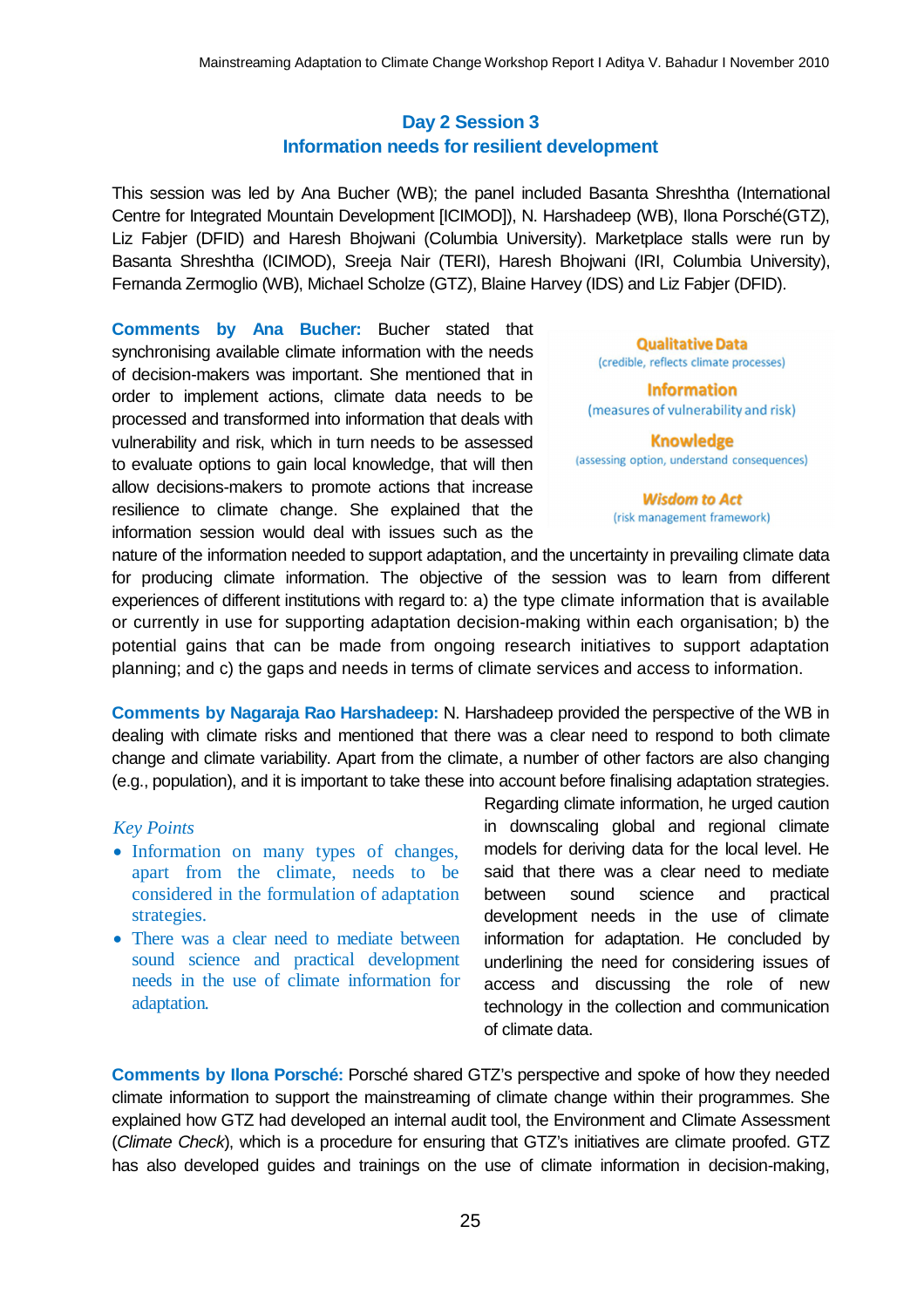## Day 2 Session 3
## Information needs for resilient development

This session was led by Ana Bucher (WB); the panel included Basanta Shreshtha (International Centre for Integrated Mountain Development [ICIMOD]), N. Harshadeep (WB), Ilona Porsché(GTZ), Liz Fabjer (DFID) and Haresh Bhojwani (Columbia University). Marketplace stalls were run by Basanta Shreshtha (ICIMOD), Sreeja Nair (TERI), Haresh Bhojwani (IRI, Columbia University), Fernanda Zermoglio (WB), Michael Scholze (GTZ), Blaine Harvey (IDS) and Liz Fabjer (DFID).

**Qualitative Data**
(credible, reflects climate processes)

**Information**
(measures of vulnerability and risk)

**Knowledge**
(assessing option, understand consequences)

***Wisdom to Act***
(risk management framework)

**Comments by Ana Bucher:** Bucher stated that synchronising available climate information with the needs of decision-makers was important. She mentioned that in order to implement actions, climate data needs to be processed and transformed into information that deals with vulnerability and risk, which in turn needs to be assessed to evaluate options to gain local knowledge, that will then allow decisions-makers to promote actions that increase resilience to climate change. She explained that the information session would deal with issues such as the nature of the information needed to support adaptation, and the uncertainty in prevailing climate data for producing climate information. The objective of the session was to learn from different experiences of different institutions with regard to: a) the type climate information that is available or currently in use for supporting adaptation decision-making within each organisation; b) the potential gains that can be made from ongoing research initiatives to support adaptation planning; and c) the gaps and needs in terms of climate services and access to information.

**Comments by Nagaraja Rao Harshadeep:** N. Harshadeep provided the perspective of the WB in dealing with climate risks and mentioned that there was a clear need to respond to both climate change and climate variability. Apart from the climate, a number of other factors are also changing (e.g., population), and it is important to take these into account before finalising adaptation strategies. Regarding climate information, he urged caution in downscaling global and regional climate models for deriving data for the local level. He said that there was a clear need to mediate between sound science and practical development needs in the use of climate information for adaptation. He concluded by underlining the need for considering issues of access and discussing the role of new technology in the collection and communication of climate data.

*Key Points*

- Information on many types of changes, apart from the climate, needs to be considered in the formulation of adaptation strategies.
- There was a clear need to mediate between sound science and practical development needs in the use of climate information for adaptation.

**Comments by Ilona Porsché:** Porsché shared GTZ's perspective and spoke of how they needed climate information to support the mainstreaming of climate change within their programmes. She explained how GTZ had developed an internal audit tool, the Environment and Climate Assessment (*Climate Check*), which is a procedure for ensuring that GTZ's initiatives are climate proofed. GTZ has also developed guides and trainings on the use of climate information in decision-making,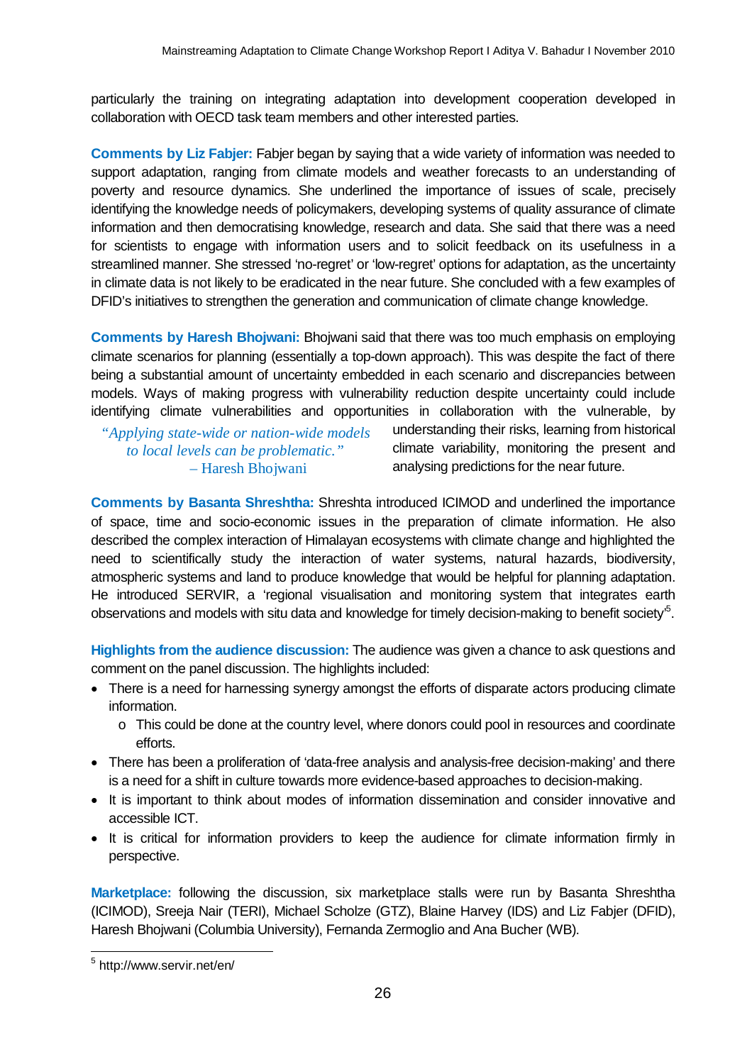particularly the training on integrating adaptation into development cooperation developed in collaboration with OECD task team members and other interested parties.

**Comments by Liz Fabjer:** Fabjer began by saying that a wide variety of information was needed to support adaptation, ranging from climate models and weather forecasts to an understanding of poverty and resource dynamics. She underlined the importance of issues of scale, precisely identifying the knowledge needs of policymakers, developing systems of quality assurance of climate information and then democratising knowledge, research and data. She said that there was a need for scientists to engage with information users and to solicit feedback on its usefulness in a streamlined manner. She stressed 'no-regret' or 'low-regret' options for adaptation, as the uncertainty in climate data is not likely to be eradicated in the near future. She concluded with a few examples of DFID's initiatives to strengthen the generation and communication of climate change knowledge.

**Comments by Haresh Bhojwani:** Bhojwani said that there was too much emphasis on employing climate scenarios for planning (essentially a top-down approach). This was despite the fact of there being a substantial amount of uncertainty embedded in each scenario and discrepancies between models. Ways of making progress with vulnerability reduction despite uncertainty could include identifying climate vulnerabilities and opportunities in collaboration with the vulnerable, by understanding their risks, learning from historical climate variability, monitoring the present and analysing predictions for the near future.

> *"Applying state-wide or nation-wide models to local levels can be problematic."*
> – Haresh Bhojwani

**Comments by Basanta Shreshtha:** Shreshta introduced ICIMOD and underlined the importance of space, time and socio-economic issues in the preparation of climate information. He also described the complex interaction of Himalayan ecosystems with climate change and highlighted the need to scientifically study the interaction of water systems, natural hazards, biodiversity, atmospheric systems and land to produce knowledge that would be helpful for planning adaptation. He introduced SERVIR, a 'regional visualisation and monitoring system that integrates earth observations and models with situ data and knowledge for timely decision-making to benefit society'[5].

**Highlights from the audience discussion:** The audience was given a chance to ask questions and comment on the panel discussion. The highlights included:

- There is a need for harnessing synergy amongst the efforts of disparate actors producing climate information.
  - This could be done at the country level, where donors could pool in resources and coordinate efforts.
- There has been a proliferation of 'data-free analysis and analysis-free decision-making' and there is a need for a shift in culture towards more evidence-based approaches to decision-making.
- It is important to think about modes of information dissemination and consider innovative and accessible ICT.
- It is critical for information providers to keep the audience for climate information firmly in perspective.

**Marketplace:** following the discussion, six marketplace stalls were run by Basanta Shreshtha (ICIMOD), Sreeja Nair (TERI), Michael Scholze (GTZ), Blaine Harvey (IDS) and Liz Fabjer (DFID), Haresh Bhojwani (Columbia University), Fernanda Zermoglio and Ana Bucher (WB).

---

[5] http://www.servir.net/en/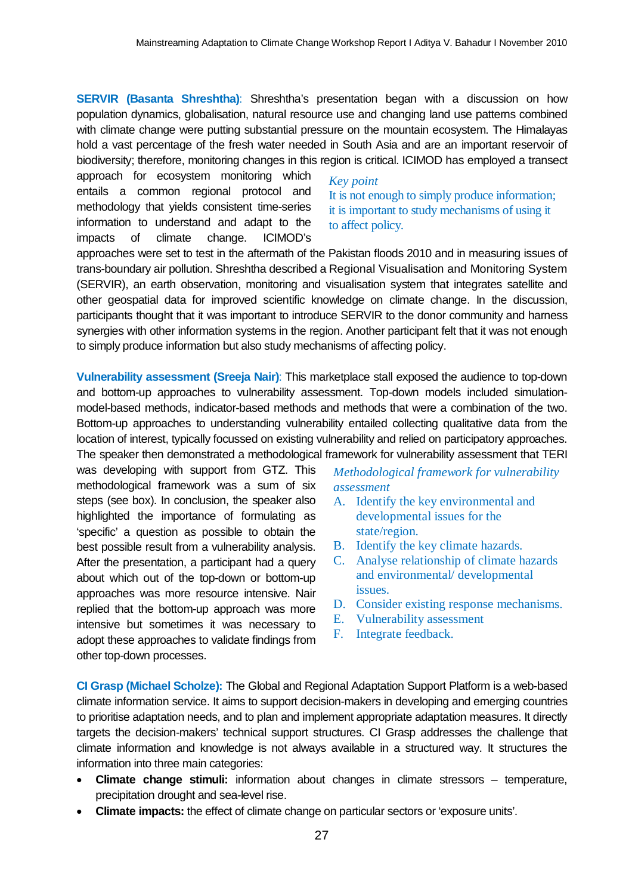**SERVIR (Basanta Shreshtha)**: Shreshtha's presentation began with a discussion on how population dynamics, globalisation, natural resource use and changing land use patterns combined with climate change were putting substantial pressure on the mountain ecosystem. The Himalayas hold a vast percentage of the fresh water needed in South Asia and are an important reservoir of biodiversity; therefore, monitoring changes in this region is critical. ICIMOD has employed a transect approach for ecosystem monitoring which entails a common regional protocol and methodology that yields consistent time-series information to understand and adapt to the impacts of climate change. ICIMOD's approaches were set to test in the aftermath of the Pakistan floods 2010 and in measuring issues of trans-boundary air pollution. Shreshtha described a Regional Visualisation and Monitoring System (SERVIR), an earth observation, monitoring and visualisation system that integrates satellite and other geospatial data for improved scientific knowledge on climate change. In the discussion, participants thought that it was important to introduce SERVIR to the donor community and harness synergies with other information systems in the region. Another participant felt that it was not enough to simply produce information but also study mechanisms of affecting policy.

> *Key point*
> It is not enough to simply produce information; it is important to study mechanisms of using it to affect policy.

**Vulnerability assessment (Sreeja Nair)**: This marketplace stall exposed the audience to top-down and bottom-up approaches to vulnerability assessment. Top-down models included simulation-model-based methods, indicator-based methods and methods that were a combination of the two. Bottom-up approaches to understanding vulnerability entailed collecting qualitative data from the location of interest, typically focussed on existing vulnerability and relied on participatory approaches. The speaker then demonstrated a methodological framework for vulnerability assessment that TERI was developing with support from GTZ. This methodological framework was a sum of six steps (see box). In conclusion, the speaker also highlighted the importance of formulating as 'specific' a question as possible to obtain the best possible result from a vulnerability analysis. After the presentation, a participant had a query about which out of the top-down or bottom-up approaches was more resource intensive. Nair replied that the bottom-up approach was more intensive but sometimes it was necessary to adopt these approaches to validate findings from other top-down processes.

> *Methodological framework for vulnerability assessment*
>
> A. Identify the key environmental and developmental issues for the state/region.
> B. Identify the key climate hazards.
> C. Analyse relationship of climate hazards and environmental/ developmental issues.
> D. Consider existing response mechanisms.
> E. Vulnerability assessment
> F. Integrate feedback.

**CI Grasp (Michael Scholze):** The Global and Regional Adaptation Support Platform is a web-based climate information service. It aims to support decision-makers in developing and emerging countries to prioritise adaptation needs, and to plan and implement appropriate adaptation measures. It directly targets the decision-makers' technical support structures. CI Grasp addresses the challenge that climate information and knowledge is not always available in a structured way. It structures the information into three main categories:

- **Climate change stimuli:** information about changes in climate stressors – temperature, precipitation drought and sea-level rise.
- **Climate impacts:** the effect of climate change on particular sectors or 'exposure units'.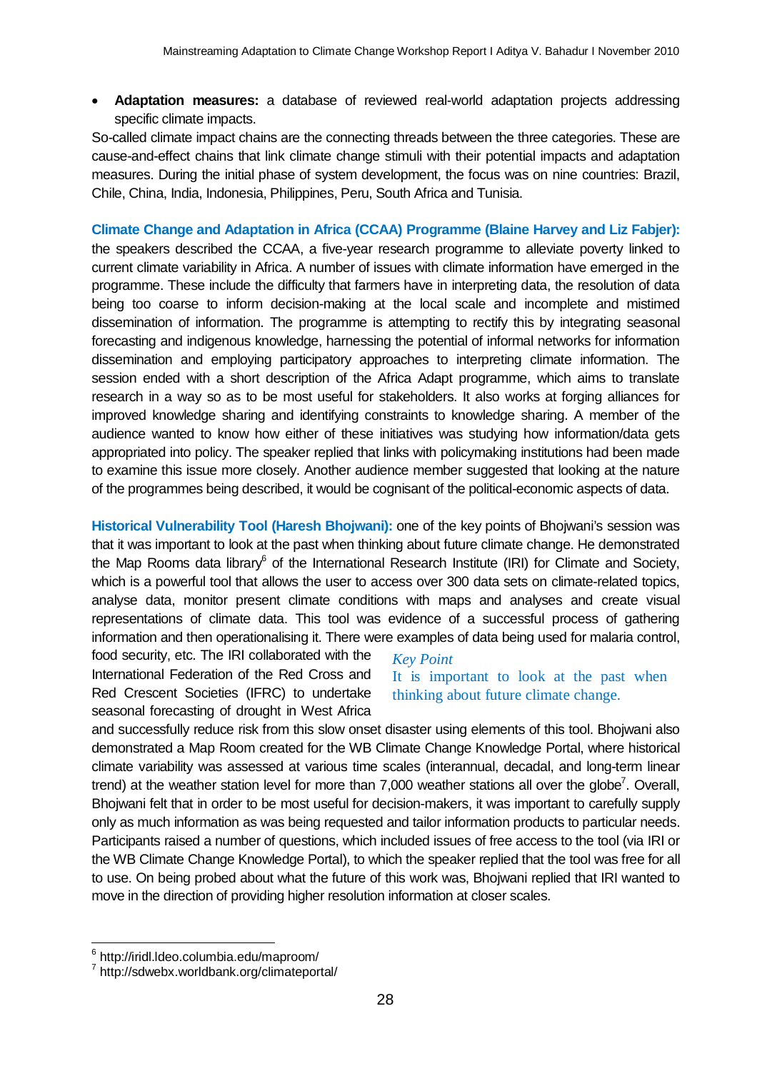- **Adaptation measures:** a database of reviewed real-world adaptation projects addressing specific climate impacts.

So-called climate impact chains are the connecting threads between the three categories. These are cause-and-effect chains that link climate change stimuli with their potential impacts and adaptation measures. During the initial phase of system development, the focus was on nine countries: Brazil, Chile, China, India, Indonesia, Philippines, Peru, South Africa and Tunisia.

**Climate Change and Adaptation in Africa (CCAA) Programme (Blaine Harvey and Liz Fabjer):** the speakers described the CCAA, a five-year research programme to alleviate poverty linked to current climate variability in Africa. A number of issues with climate information have emerged in the programme. These include the difficulty that farmers have in interpreting data, the resolution of data being too coarse to inform decision-making at the local scale and incomplete and mistimed dissemination of information. The programme is attempting to rectify this by integrating seasonal forecasting and indigenous knowledge, harnessing the potential of informal networks for information dissemination and employing participatory approaches to interpreting climate information. The session ended with a short description of the Africa Adapt programme, which aims to translate research in a way so as to be most useful for stakeholders. It also works at forging alliances for improved knowledge sharing and identifying constraints to knowledge sharing. A member of the audience wanted to know how either of these initiatives was studying how information/data gets appropriated into policy. The speaker replied that links with policymaking institutions had been made to examine this issue more closely. Another audience member suggested that looking at the nature of the programmes being described, it would be cognisant of the political-economic aspects of data.

**Historical Vulnerability Tool (Haresh Bhojwani):** one of the key points of Bhojwani's session was that it was important to look at the past when thinking about future climate change. He demonstrated the Map Rooms data library[6] of the International Research Institute (IRI) for Climate and Society, which is a powerful tool that allows the user to access over 300 data sets on climate-related topics, analyse data, monitor present climate conditions with maps and analyses and create visual representations of climate data. This tool was evidence of a successful process of gathering information and then operationalising it. There were examples of data being used for malaria control, food security, etc. The IRI collaborated with the International Federation of the Red Cross and Red Crescent Societies (IFRC) to undertake seasonal forecasting of drought in West Africa and successfully reduce risk from this slow onset disaster using elements of this tool. Bhojwani also demonstrated a Map Room created for the WB Climate Change Knowledge Portal, where historical climate variability was assessed at various time scales (interannual, decadal, and long-term linear trend) at the weather station level for more than 7,000 weather stations all over the globe[7]. Overall, Bhojwani felt that in order to be most useful for decision-makers, it was important to carefully supply only as much information as was being requested and tailor information products to particular needs. Participants raised a number of questions, which included issues of free access to the tool (via IRI or the WB Climate Change Knowledge Portal), to which the speaker replied that the tool was free for all to use. On being probed about what the future of this work was, Bhojwani replied that IRI wanted to move in the direction of providing higher resolution information at closer scales.

> *Key Point*
> It is important to look at the past when thinking about future climate change.

---

[6] http://iridl.ldeo.columbia.edu/maproom/

[7] http://sdwebx.worldbank.org/climateportal/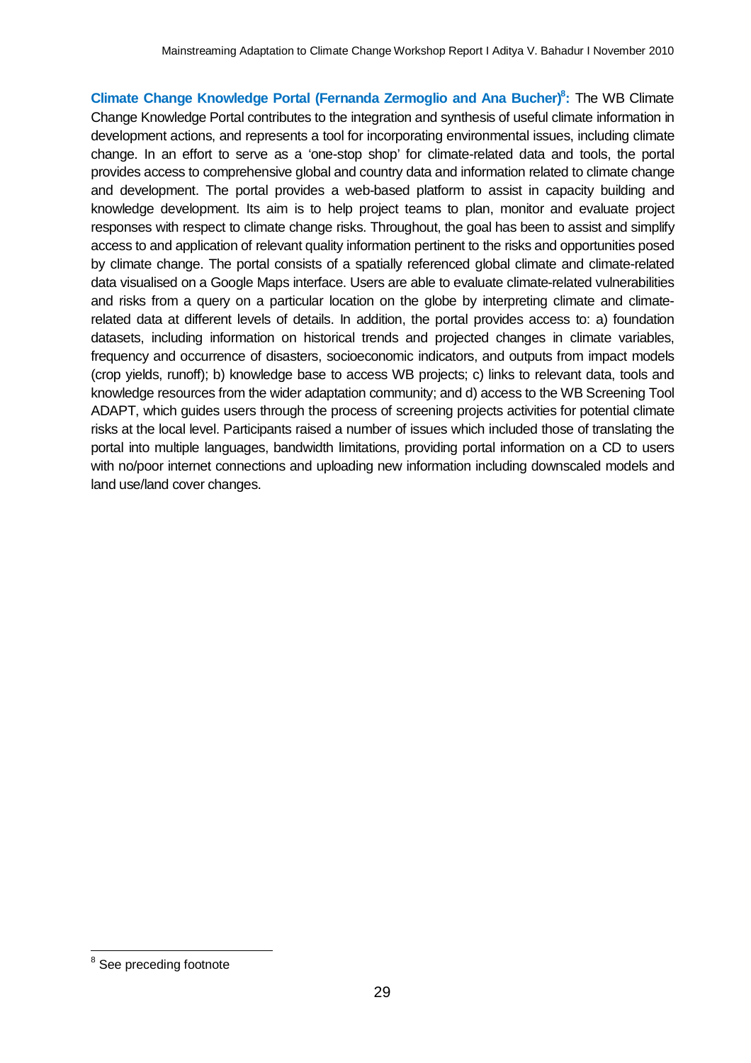**Climate Change Knowledge Portal (Fernanda Zermoglio and Ana Bucher)[8]:** The WB Climate Change Knowledge Portal contributes to the integration and synthesis of useful climate information in development actions, and represents a tool for incorporating environmental issues, including climate change. In an effort to serve as a 'one-stop shop' for climate-related data and tools, the portal provides access to comprehensive global and country data and information related to climate change and development. The portal provides a web-based platform to assist in capacity building and knowledge development. Its aim is to help project teams to plan, monitor and evaluate project responses with respect to climate change risks. Throughout, the goal has been to assist and simplify access to and application of relevant quality information pertinent to the risks and opportunities posed by climate change. The portal consists of a spatially referenced global climate and climate-related data visualised on a Google Maps interface. Users are able to evaluate climate-related vulnerabilities and risks from a query on a particular location on the globe by interpreting climate and climate-related data at different levels of details. In addition, the portal provides access to: a) foundation datasets, including information on historical trends and projected changes in climate variables, frequency and occurrence of disasters, socioeconomic indicators, and outputs from impact models (crop yields, runoff); b) knowledge base to access WB projects; c) links to relevant data, tools and knowledge resources from the wider adaptation community; and d) access to the WB Screening Tool ADAPT, which guides users through the process of screening projects activities for potential climate risks at the local level. Participants raised a number of issues which included those of translating the portal into multiple languages, bandwidth limitations, providing portal information on a CD to users with no/poor internet connections and uploading new information including downscaled models and land use/land cover changes.

[8] See preceding footnote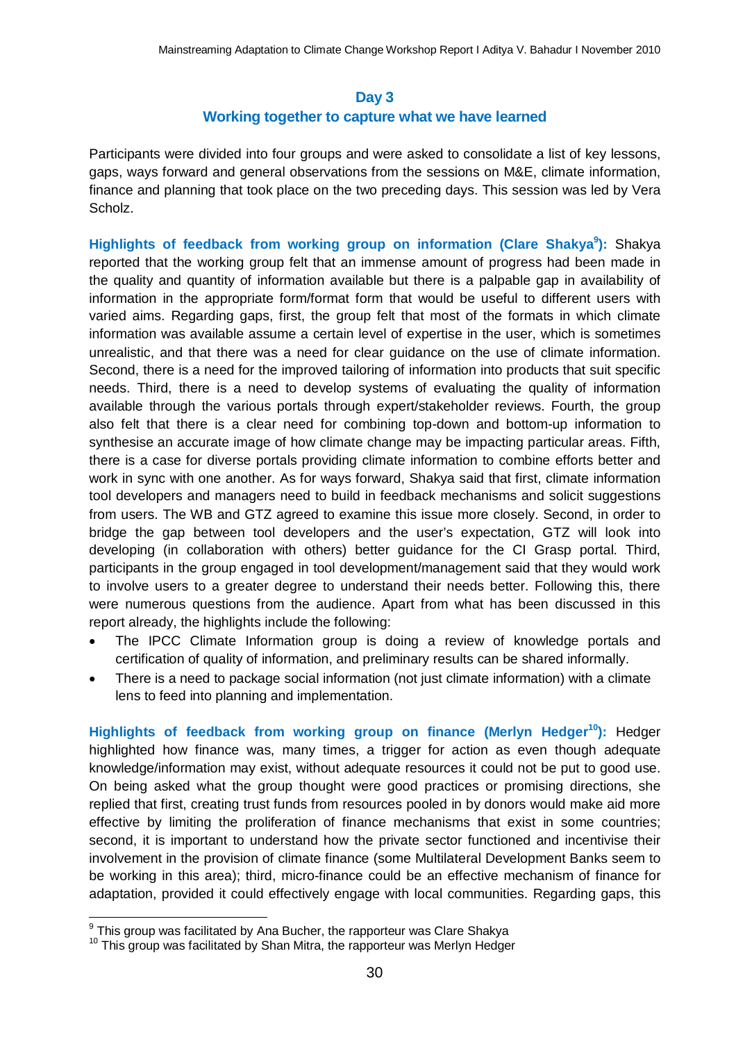## Day 3

### Working together to capture what we have learned

Participants were divided into four groups and were asked to consolidate a list of key lessons, gaps, ways forward and general observations from the sessions on M&E, climate information, finance and planning that took place on the two preceding days. This session was led by Vera Scholz.

**Highlights of feedback from working group on information (Clare Shakya[9]):** Shakya reported that the working group felt that an immense amount of progress had been made in the quality and quantity of information available but there is a palpable gap in availability of information in the appropriate form/format form that would be useful to different users with varied aims. Regarding gaps, first, the group felt that most of the formats in which climate information was available assume a certain level of expertise in the user, which is sometimes unrealistic, and that there was a need for clear guidance on the use of climate information. Second, there is a need for the improved tailoring of information into products that suit specific needs. Third, there is a need to develop systems of evaluating the quality of information available through the various portals through expert/stakeholder reviews. Fourth, the group also felt that there is a clear need for combining top-down and bottom-up information to synthesise an accurate image of how climate change may be impacting particular areas. Fifth, there is a case for diverse portals providing climate information to combine efforts better and work in sync with one another. As for ways forward, Shakya said that first, climate information tool developers and managers need to build in feedback mechanisms and solicit suggestions from users. The WB and GTZ agreed to examine this issue more closely. Second, in order to bridge the gap between tool developers and the user's expectation, GTZ will look into developing (in collaboration with others) better guidance for the CI Grasp portal. Third, participants in the group engaged in tool development/management said that they would work to involve users to a greater degree to understand their needs better. Following this, there were numerous questions from the audience. Apart from what has been discussed in this report already, the highlights include the following:

- The IPCC Climate Information group is doing a review of knowledge portals and certification of quality of information, and preliminary results can be shared informally.
- There is a need to package social information (not just climate information) with a climate lens to feed into planning and implementation.

**Highlights of feedback from working group on finance (Merlyn Hedger[10]):** Hedger highlighted how finance was, many times, a trigger for action as even though adequate knowledge/information may exist, without adequate resources it could not be put to good use. On being asked what the group thought were good practices or promising directions, she replied that first, creating trust funds from resources pooled in by donors would make aid more effective by limiting the proliferation of finance mechanisms that exist in some countries; second, it is important to understand how the private sector functioned and incentivise their involvement in the provision of climate finance (some Multilateral Development Banks seem to be working in this area); third, micro-finance could be an effective mechanism of finance for adaptation, provided it could effectively engage with local communities. Regarding gaps, this

[9] This group was facilitated by Ana Bucher, the rapporteur was Clare Shakya

[10] This group was facilitated by Shan Mitra, the rapporteur was Merlyn Hedger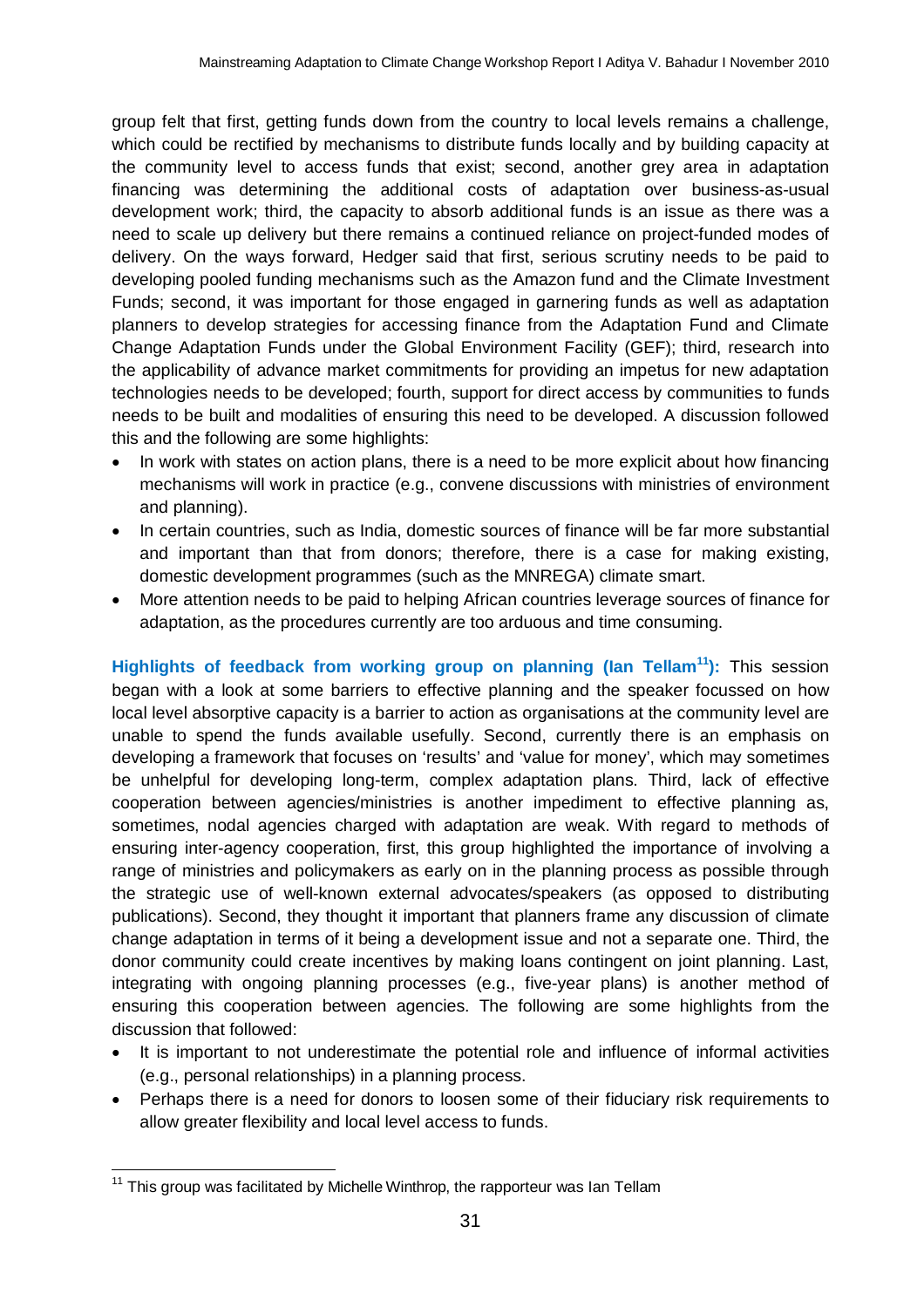group felt that first, getting funds down from the country to local levels remains a challenge, which could be rectified by mechanisms to distribute funds locally and by building capacity at the community level to access funds that exist; second, another grey area in adaptation financing was determining the additional costs of adaptation over business-as-usual development work; third, the capacity to absorb additional funds is an issue as there was a need to scale up delivery but there remains a continued reliance on project-funded modes of delivery. On the ways forward, Hedger said that first, serious scrutiny needs to be paid to developing pooled funding mechanisms such as the Amazon fund and the Climate Investment Funds; second, it was important for those engaged in garnering funds as well as adaptation planners to develop strategies for accessing finance from the Adaptation Fund and Climate Change Adaptation Funds under the Global Environment Facility (GEF); third, research into the applicability of advance market commitments for providing an impetus for new adaptation technologies needs to be developed; fourth, support for direct access by communities to funds needs to be built and modalities of ensuring this need to be developed. A discussion followed this and the following are some highlights:

- In work with states on action plans, there is a need to be more explicit about how financing mechanisms will work in practice (e.g., convene discussions with ministries of environment and planning).
- In certain countries, such as India, domestic sources of finance will be far more substantial and important than that from donors; therefore, there is a case for making existing, domestic development programmes (such as the MNREGA) climate smart.
- More attention needs to be paid to helping African countries leverage sources of finance for adaptation, as the procedures currently are too arduous and time consuming.

**Highlights of feedback from working group on planning (Ian Tellam[11]):** This session began with a look at some barriers to effective planning and the speaker focussed on how local level absorptive capacity is a barrier to action as organisations at the community level are unable to spend the funds available usefully. Second, currently there is an emphasis on developing a framework that focuses on 'results' and 'value for money', which may sometimes be unhelpful for developing long-term, complex adaptation plans. Third, lack of effective cooperation between agencies/ministries is another impediment to effective planning as, sometimes, nodal agencies charged with adaptation are weak. With regard to methods of ensuring inter-agency cooperation, first, this group highlighted the importance of involving a range of ministries and policymakers as early on in the planning process as possible through the strategic use of well-known external advocates/speakers (as opposed to distributing publications). Second, they thought it important that planners frame any discussion of climate change adaptation in terms of it being a development issue and not a separate one. Third, the donor community could create incentives by making loans contingent on joint planning. Last, integrating with ongoing planning processes (e.g., five-year plans) is another method of ensuring this cooperation between agencies. The following are some highlights from the discussion that followed:

- It is important to not underestimate the potential role and influence of informal activities (e.g., personal relationships) in a planning process.
- Perhaps there is a need for donors to loosen some of their fiduciary risk requirements to allow greater flexibility and local level access to funds.

[11] This group was facilitated by Michelle Winthrop, the rapporteur was Ian Tellam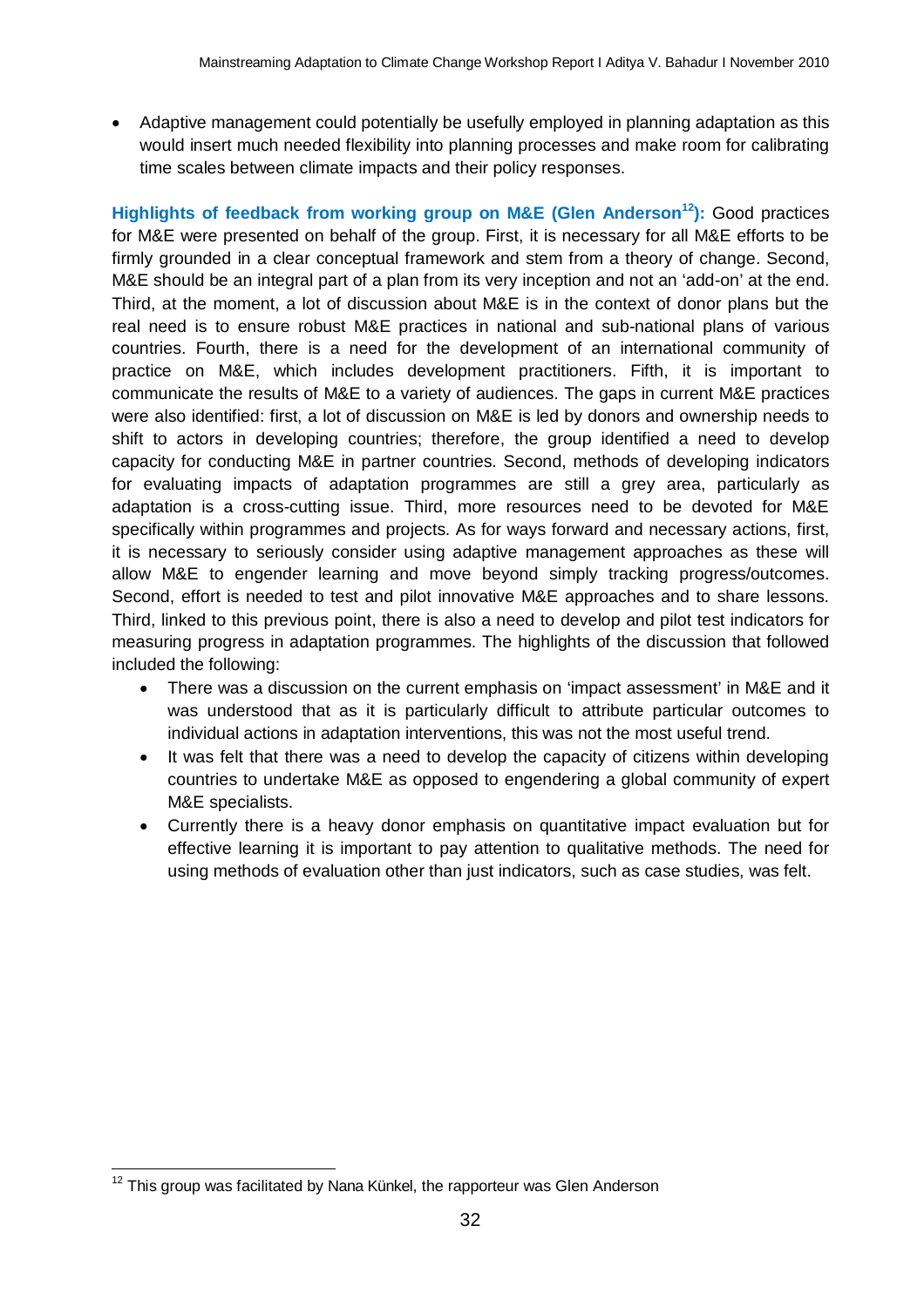- Adaptive management could potentially be usefully employed in planning adaptation as this would insert much needed flexibility into planning processes and make room for calibrating time scales between climate impacts and their policy responses.

**Highlights of feedback from working group on M&E (Glen Anderson[12]):** Good practices for M&E were presented on behalf of the group. First, it is necessary for all M&E efforts to be firmly grounded in a clear conceptual framework and stem from a theory of change. Second, M&E should be an integral part of a plan from its very inception and not an 'add-on' at the end. Third, at the moment, a lot of discussion about M&E is in the context of donor plans but the real need is to ensure robust M&E practices in national and sub-national plans of various countries. Fourth, there is a need for the development of an international community of practice on M&E, which includes development practitioners. Fifth, it is important to communicate the results of M&E to a variety of audiences. The gaps in current M&E practices were also identified: first, a lot of discussion on M&E is led by donors and ownership needs to shift to actors in developing countries; therefore, the group identified a need to develop capacity for conducting M&E in partner countries. Second, methods of developing indicators for evaluating impacts of adaptation programmes are still a grey area, particularly as adaptation is a cross-cutting issue. Third, more resources need to be devoted for M&E specifically within programmes and projects. As for ways forward and necessary actions, first, it is necessary to seriously consider using adaptive management approaches as these will allow M&E to engender learning and move beyond simply tracking progress/outcomes. Second, effort is needed to test and pilot innovative M&E approaches and to share lessons. Third, linked to this previous point, there is also a need to develop and pilot test indicators for measuring progress in adaptation programmes. The highlights of the discussion that followed included the following:

- There was a discussion on the current emphasis on 'impact assessment' in M&E and it was understood that as it is particularly difficult to attribute particular outcomes to individual actions in adaptation interventions, this was not the most useful trend.
- It was felt that there was a need to develop the capacity of citizens within developing countries to undertake M&E as opposed to engendering a global community of expert M&E specialists.
- Currently there is a heavy donor emphasis on quantitative impact evaluation but for effective learning it is important to pay attention to qualitative methods. The need for using methods of evaluation other than just indicators, such as case studies, was felt.

[12] This group was facilitated by Nana Künkel, the rapporteur was Glen Anderson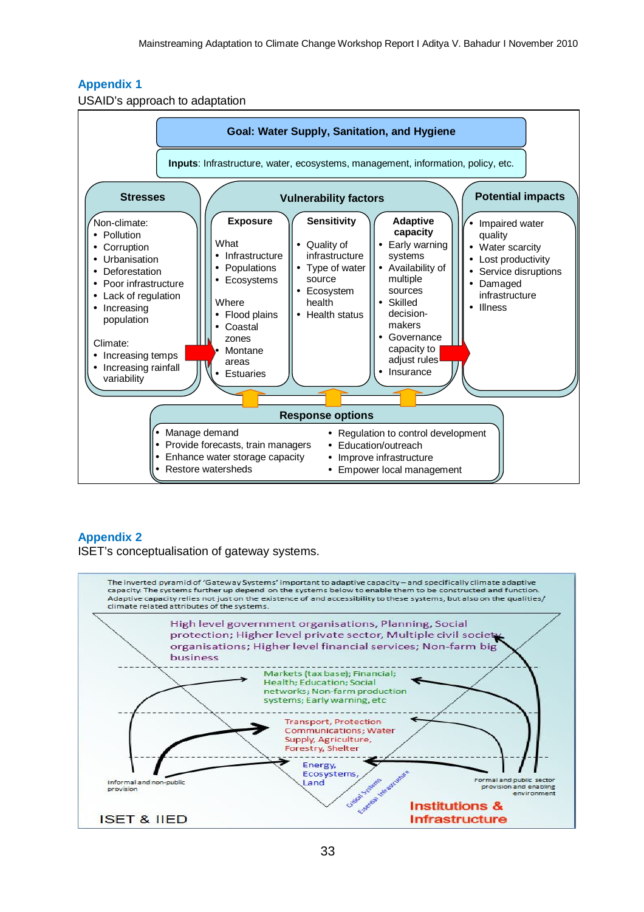## Appendix 1

USAID's approach to adaptation

**Goal: Water Supply, Sanitation, and Hygiene**

**Inputs**: Infrastructure, water, ecosystems, management, information, policy, etc.

**Stresses**

Non-climate:
- Pollution
- Corruption
- Urbanisation
- Deforestation
- Poor infrastructure
- Lack of regulation
- Increasing population

Climate:
- Increasing temps
- Increasing rainfall variability

**Vulnerability factors**

**Exposure**

What
- Infrastructure
- Populations
- Ecosystems

Where
- Flood plains
- Coastal zones
- Montane areas
- Estuaries

**Sensitivity**
- Quality of infrastructure
- Type of water source
- Ecosystem health
- Health status

**Adaptive capacity**
- Early warning systems
- Availability of multiple sources
- Skilled decision-makers
- Governance capacity to adjust rules
- Insurance

**Potential impacts**
- Impaired water quality
- Water scarcity
- Lost productivity
- Service disruptions
- Damaged infrastructure
- Illness

**Response options**
- Manage demand
- Provide forecasts, train managers
- Enhance water storage capacity
- Restore watersheds
- Regulation to control development
- Education/outreach
- Improve infrastructure
- Empower local management

## Appendix 2

ISET's conceptualisation of gateway systems.

The inverted pyramid of 'Gateway Systems' important to adaptive capacity – and specifically climate adaptive capacity. The systems further up depend on the systems below to enable them to be constructed and function. Adaptive capacity relies not just on the existence of and accessibility to these systems, but also on the qualities/climate related attributes of the systems.

High level government organisations, Planning, Social protection; Higher level private sector, Multiple civil society organisations; Higher level financial services; Non-farm big business

Markets (tax base); Financial; Health; Education; Social networks; Non-farm production systems; Early warning, etc

Transport, Protection Communications; Water Supply, Agriculture, Forestry, Shelter

Energy, Ecosystems, Land

Critical Systems

Essential Infrastructure

Informal and non-public provision

Formal and public sector provision and enabling environment

Institutions & Infrastructure

ISET & IIED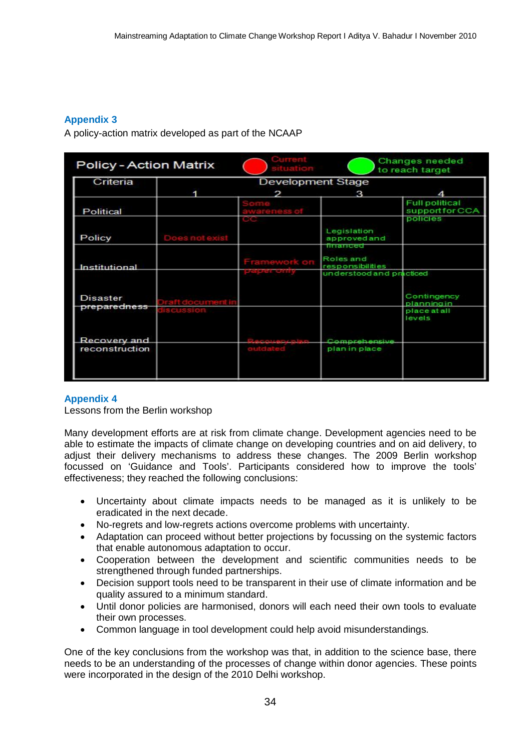**Appendix 3**

A policy-action matrix developed as part of the NCAAP

| Policy - Action Matrix | Current situation | | Changes needed to reach target | |
|---|---|---|---|---|
| Criteria | Development Stage | | | |
| | 1 | 2 | 3 | 4 |
| Political | | Some awareness of CC | | Full political support for CCA policies |
| Policy | Does not exist | | Legislation approved and financed | |
| Institutional | | Framework on paper only | Roles and responsibilities understood and practiced | |
| Disaster preparedness | Draft document in discussion | | | Contingency planning in place at all levels |
| Recovery and reconstruction | | Recovery plan outdated | Comprehensive plan in place | |

**Appendix 4**

Lessons from the Berlin workshop

Many development efforts are at risk from climate change. Development agencies need to be able to estimate the impacts of climate change on developing countries and on aid delivery, to adjust their delivery mechanisms to address these changes. The 2009 Berlin workshop focussed on 'Guidance and Tools'. Participants considered how to improve the tools' effectiveness; they reached the following conclusions:

- Uncertainty about climate impacts needs to be managed as it is unlikely to be eradicated in the next decade.
- No-regrets and low-regrets actions overcome problems with uncertainty.
- Adaptation can proceed without better projections by focussing on the systemic factors that enable autonomous adaptation to occur.
- Cooperation between the development and scientific communities needs to be strengthened through funded partnerships.
- Decision support tools need to be transparent in their use of climate information and be quality assured to a minimum standard.
- Until donor policies are harmonised, donors will each need their own tools to evaluate their own processes.
- Common language in tool development could help avoid misunderstandings.

One of the key conclusions from the workshop was that, in addition to the science base, there needs to be an understanding of the processes of change within donor agencies. These points were incorporated in the design of the 2010 Delhi workshop.